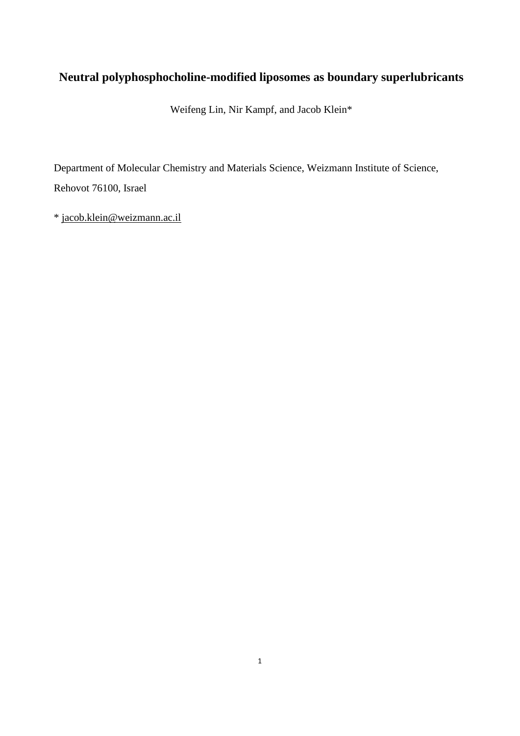# Neutral polyphosphocholine-modified liposomes as boundary superlubricants

Weifeng Lin, Nir Kampf, and Jacob Klein*

Department of Molecular Chemistry and Materials Science, Weizmann Institute of Science, Rehovot 76100, Israel

* jacob.klein@weizmann.ac.il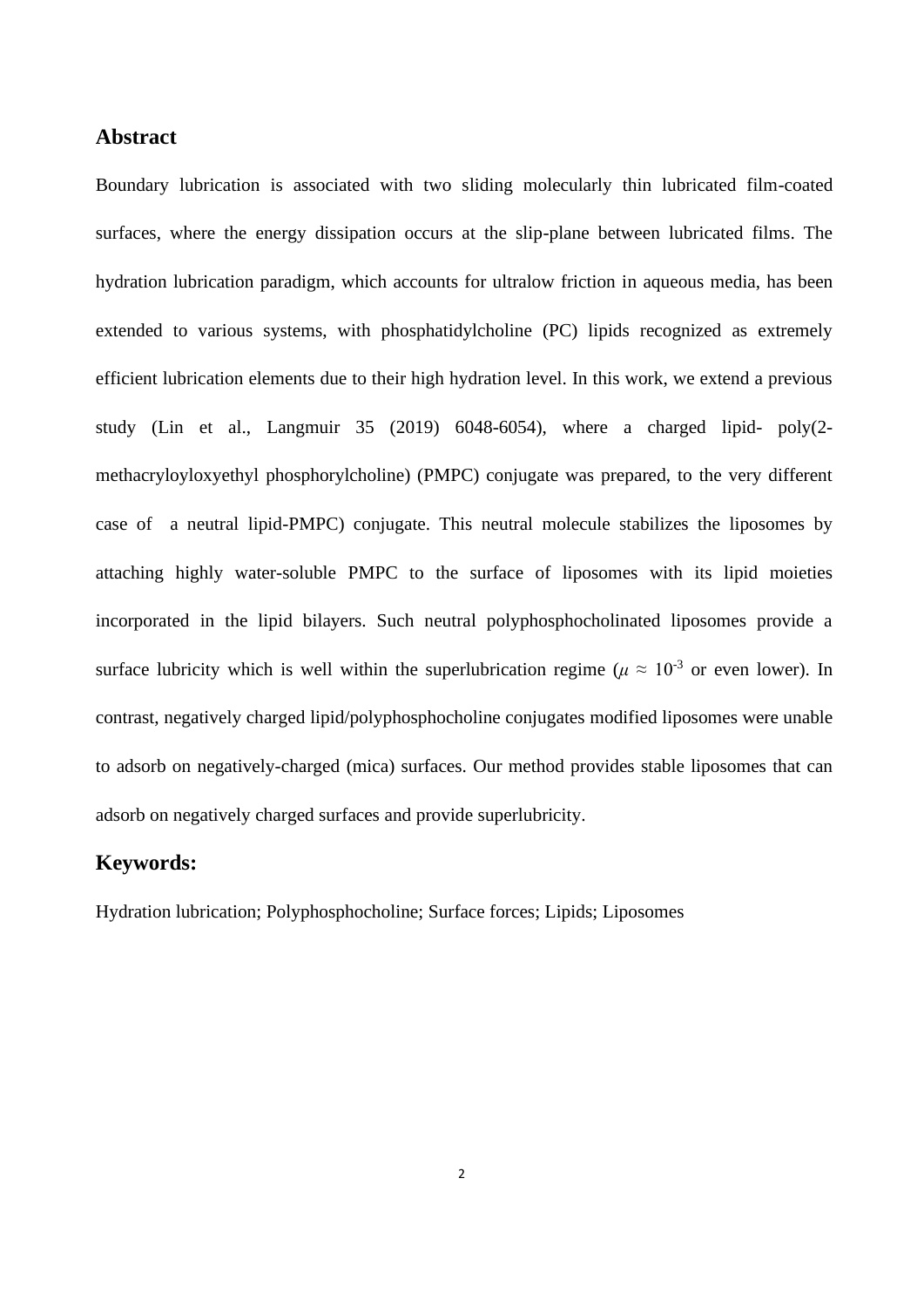## Abstract

Boundary lubrication is associated with two sliding molecularly thin lubricated film-coated surfaces, where the energy dissipation occurs at the slip-plane between lubricated films. The hydration lubrication paradigm, which accounts for ultralow friction in aqueous media, has been extended to various systems, with phosphatidylcholine (PC) lipids recognized as extremely efficient lubrication elements due to their high hydration level. In this work, we extend a previous study (Lin et al., Langmuir 35 (2019) 6048-6054), where a charged lipid- poly(2-methacryloyloxyethyl phosphorylcholine) (PMPC) conjugate was prepared, to the very different case of a neutral lipid-PMPC) conjugate. This neutral molecule stabilizes the liposomes by attaching highly water-soluble PMPC to the surface of liposomes with its lipid moieties incorporated in the lipid bilayers. Such neutral polyphosphocholinated liposomes provide a surface lubricity which is well within the superlubrication regime ($\mu \approx 10^{-3}$ or even lower). In contrast, negatively charged lipid/polyphosphocholine conjugates modified liposomes were unable to adsorb on negatively-charged (mica) surfaces. Our method provides stable liposomes that can adsorb on negatively charged surfaces and provide superlubricity.

## Keywords:

Hydration lubrication; Polyphosphocholine; Surface forces; Lipids; Liposomes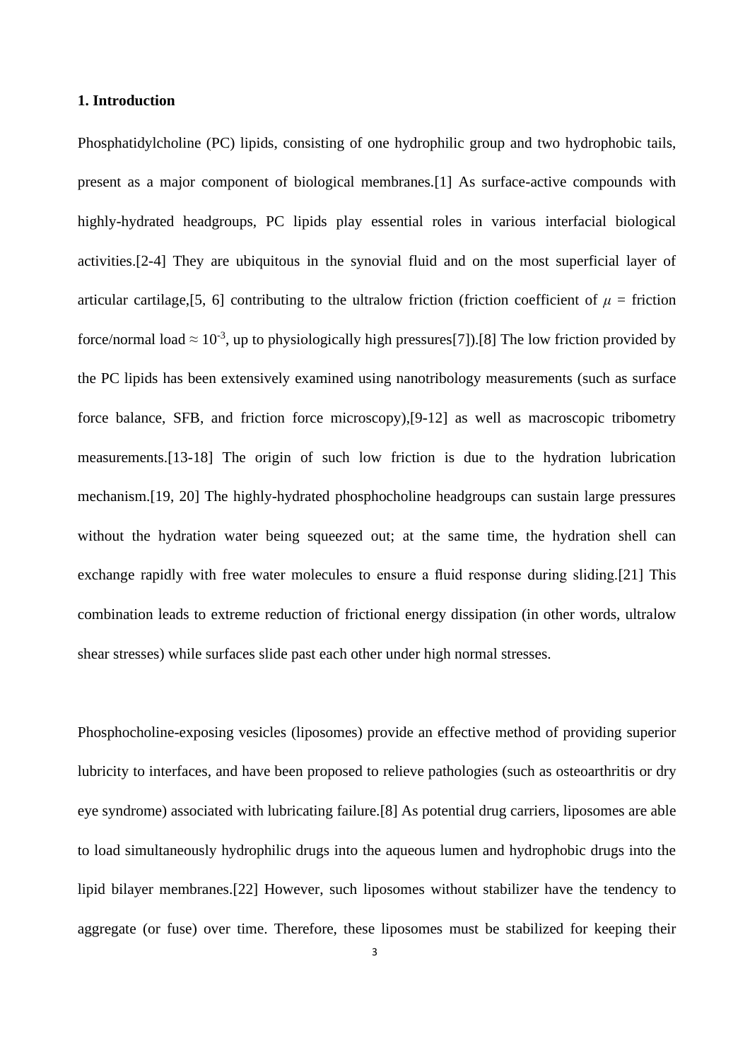## 1. Introduction

Phosphatidylcholine (PC) lipids, consisting of one hydrophilic group and two hydrophobic tails, present as a major component of biological membranes.[1] As surface-active compounds with highly-hydrated headgroups, PC lipids play essential roles in various interfacial biological activities.[2-4] They are ubiquitous in the synovial fluid and on the most superficial layer of articular cartilage,[5, 6] contributing to the ultralow friction (friction coefficient of $\mu$ = friction force/normal load $\approx 10^{-3}$, up to physiologically high pressures[7]).[8] The low friction provided by the PC lipids has been extensively examined using nanotribology measurements (such as surface force balance, SFB, and friction force microscopy),[9-12] as well as macroscopic tribometry measurements.[13-18] The origin of such low friction is due to the hydration lubrication mechanism.[19, 20] The highly-hydrated phosphocholine headgroups can sustain large pressures without the hydration water being squeezed out; at the same time, the hydration shell can exchange rapidly with free water molecules to ensure a fluid response during sliding.[21] This combination leads to extreme reduction of frictional energy dissipation (in other words, ultralow shear stresses) while surfaces slide past each other under high normal stresses.

Phosphocholine-exposing vesicles (liposomes) provide an effective method of providing superior lubricity to interfaces, and have been proposed to relieve pathologies (such as osteoarthritis or dry eye syndrome) associated with lubricating failure.[8] As potential drug carriers, liposomes are able to load simultaneously hydrophilic drugs into the aqueous lumen and hydrophobic drugs into the lipid bilayer membranes.[22] However, such liposomes without stabilizer have the tendency to aggregate (or fuse) over time. Therefore, these liposomes must be stabilized for keeping their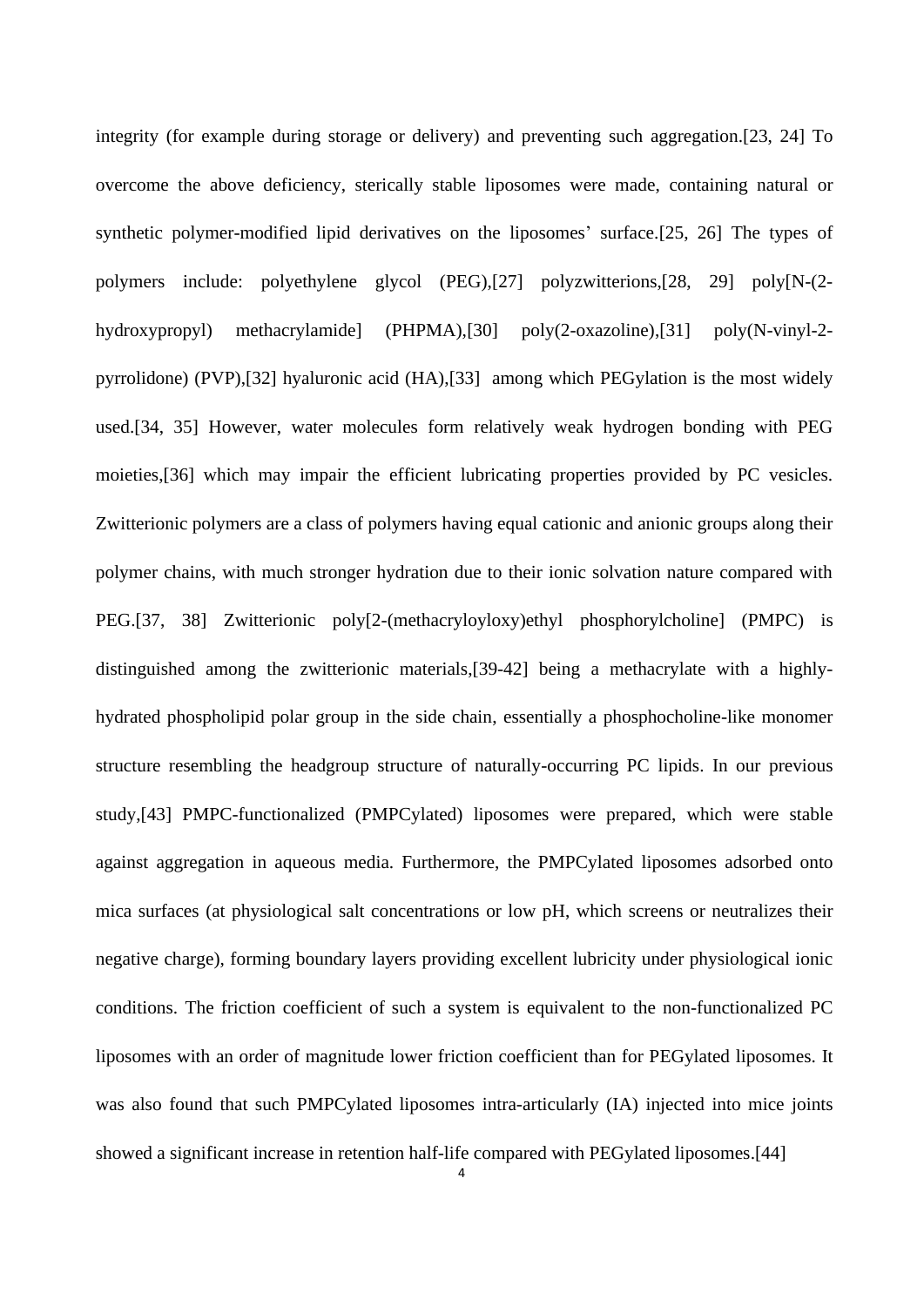integrity (for example during storage or delivery) and preventing such aggregation.[23, 24] To overcome the above deficiency, sterically stable liposomes were made, containing natural or synthetic polymer-modified lipid derivatives on the liposomes' surface.[25, 26] The types of polymers include: polyethylene glycol (PEG),[27] polyzwitterions,[28, 29] poly[N-(2-hydroxypropyl) methacrylamide] (PHPMA),[30] poly(2-oxazoline),[31] poly(N-vinyl-2-pyrrolidone) (PVP),[32] hyaluronic acid (HA),[33] among which PEGylation is the most widely used.[34, 35] However, water molecules form relatively weak hydrogen bonding with PEG moieties,[36] which may impair the efficient lubricating properties provided by PC vesicles. Zwitterionic polymers are a class of polymers having equal cationic and anionic groups along their polymer chains, with much stronger hydration due to their ionic solvation nature compared with PEG.[37, 38] Zwitterionic poly[2-(methacryloyloxy)ethyl phosphorylcholine] (PMPC) is distinguished among the zwitterionic materials,[39-42] being a methacrylate with a highly-hydrated phospholipid polar group in the side chain, essentially a phosphocholine-like monomer structure resembling the headgroup structure of naturally-occurring PC lipids. In our previous study,[43] PMPC-functionalized (PMPCylated) liposomes were prepared, which were stable against aggregation in aqueous media. Furthermore, the PMPCylated liposomes adsorbed onto mica surfaces (at physiological salt concentrations or low pH, which screens or neutralizes their negative charge), forming boundary layers providing excellent lubricity under physiological ionic conditions. The friction coefficient of such a system is equivalent to the non-functionalized PC liposomes with an order of magnitude lower friction coefficient than for PEGylated liposomes. It was also found that such PMPCylated liposomes intra-articularly (IA) injected into mice joints showed a significant increase in retention half-life compared with PEGylated liposomes.[44]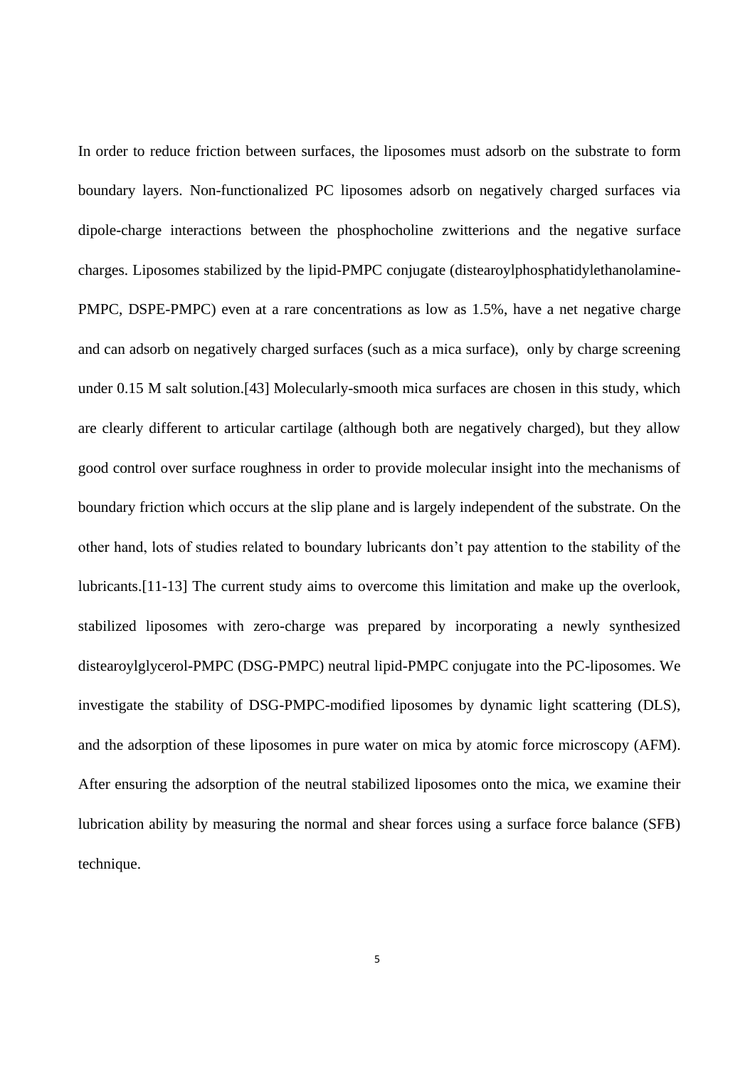In order to reduce friction between surfaces, the liposomes must adsorb on the substrate to form boundary layers. Non-functionalized PC liposomes adsorb on negatively charged surfaces via dipole-charge interactions between the phosphocholine zwitterions and the negative surface charges. Liposomes stabilized by the lipid-PMPC conjugate (distearoylphosphatidylethanolamine-PMPC, DSPE-PMPC) even at a rare concentrations as low as 1.5%, have a net negative charge and can adsorb on negatively charged surfaces (such as a mica surface), only by charge screening under 0.15 M salt solution.[43] Molecularly-smooth mica surfaces are chosen in this study, which are clearly different to articular cartilage (although both are negatively charged), but they allow good control over surface roughness in order to provide molecular insight into the mechanisms of boundary friction which occurs at the slip plane and is largely independent of the substrate. On the other hand, lots of studies related to boundary lubricants don't pay attention to the stability of the lubricants.[11-13] The current study aims to overcome this limitation and make up the overlook, stabilized liposomes with zero-charge was prepared by incorporating a newly synthesized distearoylglycerol-PMPC (DSG-PMPC) neutral lipid-PMPC conjugate into the PC-liposomes. We investigate the stability of DSG-PMPC-modified liposomes by dynamic light scattering (DLS), and the adsorption of these liposomes in pure water on mica by atomic force microscopy (AFM). After ensuring the adsorption of the neutral stabilized liposomes onto the mica, we examine their lubrication ability by measuring the normal and shear forces using a surface force balance (SFB) technique.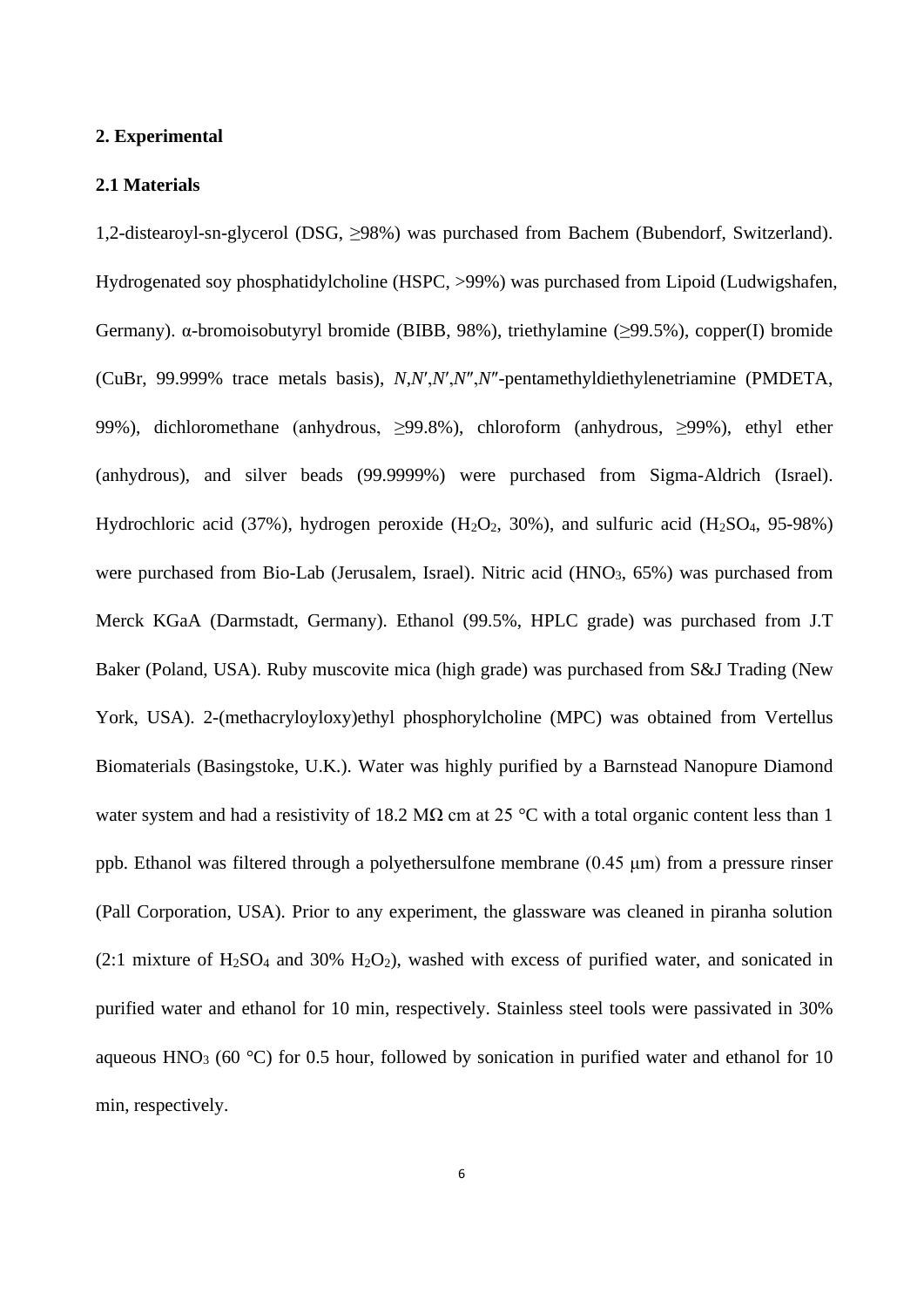## 2. Experimental

### 2.1 Materials

1,2-distearoyl-sn-glycerol (DSG, ≥98%) was purchased from Bachem (Bubendorf, Switzerland). Hydrogenated soy phosphatidylcholine (HSPC, >99%) was purchased from Lipoid (Ludwigshafen, Germany). α-bromoisobutyryl bromide (BIBB, 98%), triethylamine (≥99.5%), copper(I) bromide (CuBr, 99.999% trace metals basis), *N*,*N*′,*N*′,*N*″,*N*″-pentamethyldiethylenetriamine (PMDETA, 99%), dichloromethane (anhydrous, ≥99.8%), chloroform (anhydrous, ≥99%), ethyl ether (anhydrous), and silver beads (99.9999%) were purchased from Sigma-Aldrich (Israel). Hydrochloric acid (37%), hydrogen peroxide ($H_2O_2$, 30%), and sulfuric acid ($H_2SO_4$, 95-98%) were purchased from Bio-Lab (Jerusalem, Israel). Nitric acid ($HNO_3$, 65%) was purchased from Merck KGaA (Darmstadt, Germany). Ethanol (99.5%, HPLC grade) was purchased from J.T Baker (Poland, USA). Ruby muscovite mica (high grade) was purchased from S&J Trading (New York, USA). 2-(methacryloyloxy)ethyl phosphorylcholine (MPC) was obtained from Vertellus Biomaterials (Basingstoke, U.K.). Water was highly purified by a Barnstead Nanopure Diamond water system and had a resistivity of 18.2 MΩ cm at 25 °C with a total organic content less than 1 ppb. Ethanol was filtered through a polyethersulfone membrane (0.45 μm) from a pressure rinser (Pall Corporation, USA). Prior to any experiment, the glassware was cleaned in piranha solution (2:1 mixture of $H_2SO_4$ and 30% $H_2O_2$), washed with excess of purified water, and sonicated in purified water and ethanol for 10 min, respectively. Stainless steel tools were passivated in 30% aqueous $HNO_3$ (60 °C) for 0.5 hour, followed by sonication in purified water and ethanol for 10 min, respectively.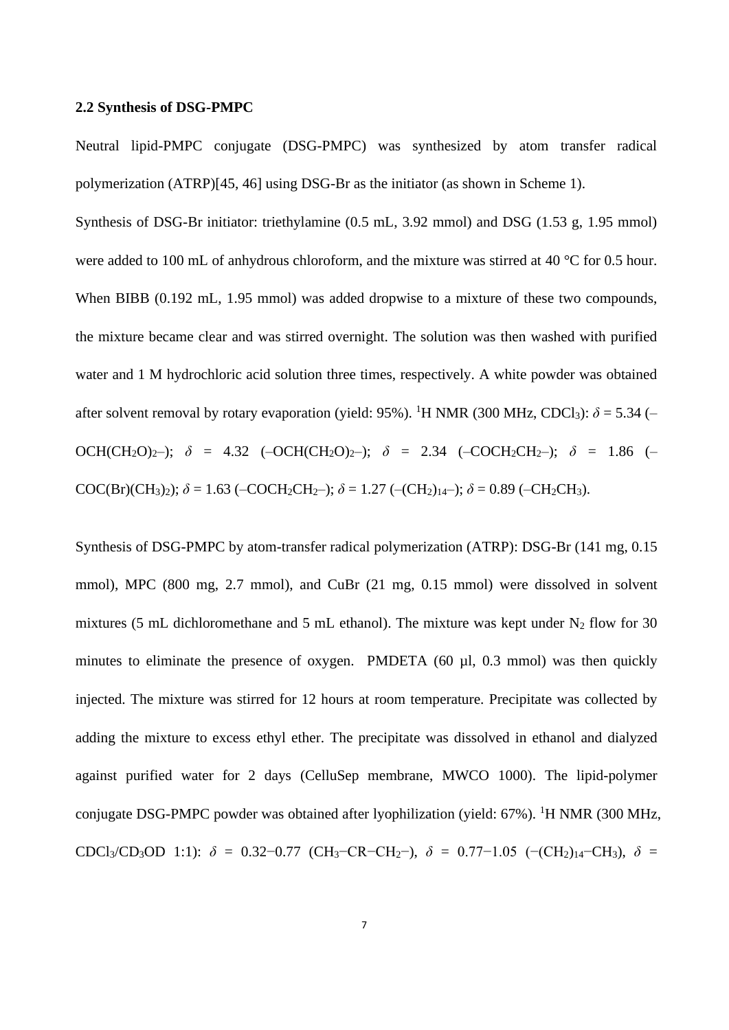### 2.2 Synthesis of DSG-PMPC

Neutral lipid-PMPC conjugate (DSG-PMPC) was synthesized by atom transfer radical polymerization (ATRP)[45, 46] using DSG-Br as the initiator (as shown in Scheme 1).

Synthesis of DSG-Br initiator: triethylamine (0.5 mL, 3.92 mmol) and DSG (1.53 g, 1.95 mmol) were added to 100 mL of anhydrous chloroform, and the mixture was stirred at 40 °C for 0.5 hour. When BIBB (0.192 mL, 1.95 mmol) was added dropwise to a mixture of these two compounds, the mixture became clear and was stirred overnight. The solution was then washed with purified water and 1 M hydrochloric acid solution three times, respectively. A white powder was obtained after solvent removal by rotary evaporation (yield: 95%). $^1$H NMR (300 MHz, $CDCl_3$): $\delta$ = 5.34 (–$OCH(CH_2O)_2$–); $\delta$ = 4.32 (–$OCH(CH_2O)_2$–); $\delta$ = 2.34 (–$COCH_2CH_2$–); $\delta$ = 1.86 (–$COC(Br)(CH_3)_2$); $\delta$ = 1.63 (–$COCH_2CH_2$–); $\delta$ = 1.27 (–$(CH_2)_{14}$–); $\delta$ = 0.89 (–$CH_2CH_3$).

Synthesis of DSG-PMPC by atom-transfer radical polymerization (ATRP): DSG-Br (141 mg, 0.15 mmol), MPC (800 mg, 2.7 mmol), and CuBr (21 mg, 0.15 mmol) were dissolved in solvent mixtures (5 mL dichloromethane and 5 mL ethanol). The mixture was kept under $N_2$ flow for 30 minutes to eliminate the presence of oxygen. PMDETA (60 μl, 0.3 mmol) was then quickly injected. The mixture was stirred for 12 hours at room temperature. Precipitate was collected by adding the mixture to excess ethyl ether. The precipitate was dissolved in ethanol and dialyzed against purified water for 2 days (CelluSep membrane, MWCO 1000). The lipid-polymer conjugate DSG-PMPC powder was obtained after lyophilization (yield: 67%). $^1$H NMR (300 MHz, $CDCl_3$/$CD_3OD$ 1:1): $\delta$ = 0.32−0.77 ($CH_3$−CR−$CH_2$−), $\delta$ = 0.77−1.05 (−$(CH_2)_{14}$−$CH_3$), $\delta$ =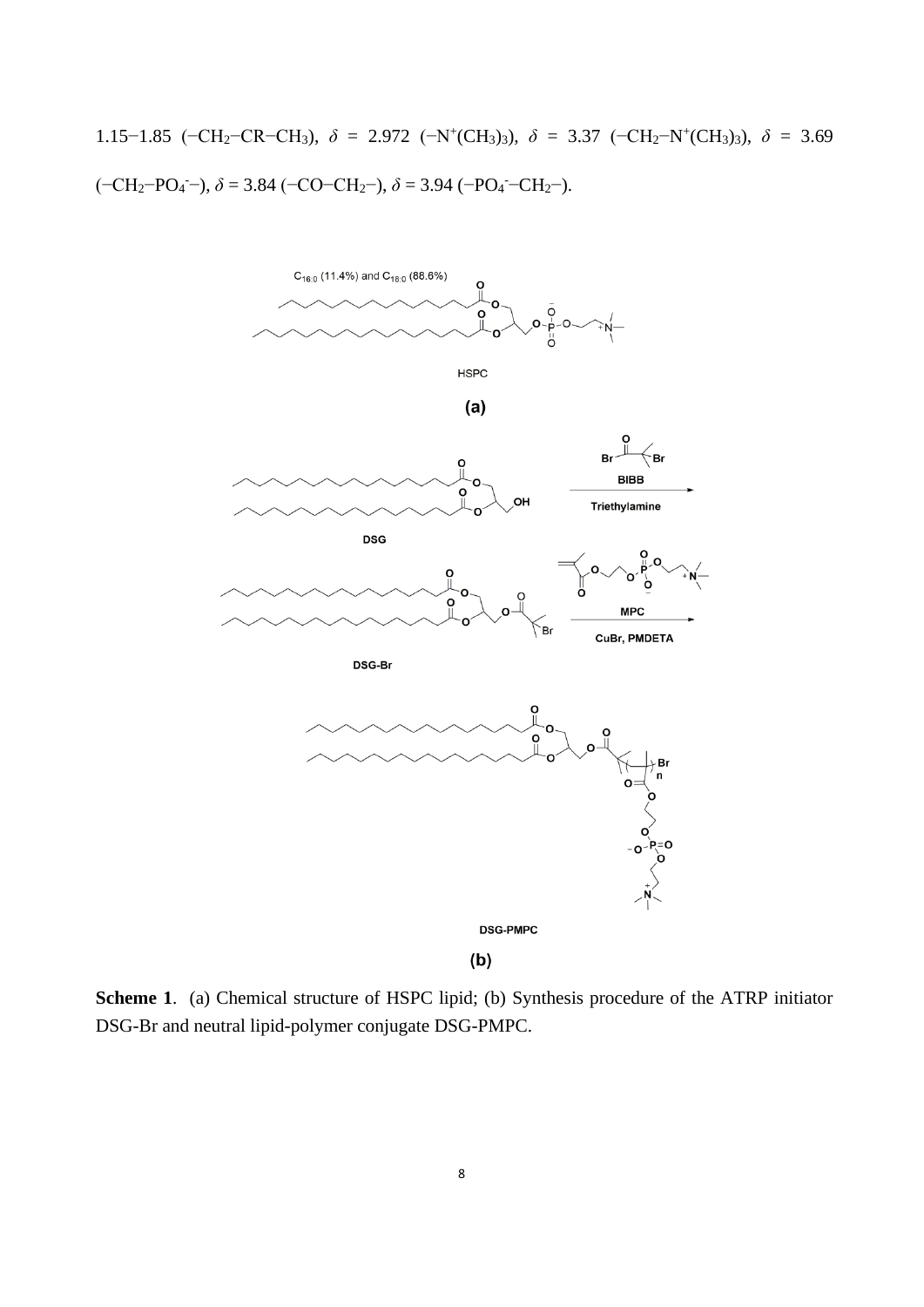1.15−1.85 (−$CH_2$−CR−$CH_3$), $\delta$ = 2.972 (−$N^+(CH_3)_3$), $\delta$ = 3.37 (−$CH_2$−$N^+(CH_3)_3$), $\delta$ = 3.69 (−$CH_2$−$PO_4^-$−), $\delta$ = 3.84 (−CO−$CH_2$−), $\delta$ = 3.94 (−$PO_4^-$−$CH_2$−).

**Scheme 1**. (a) Chemical structure of HSPC lipid; (b) Synthesis procedure of the ATRP initiator DSG-Br and neutral lipid-polymer conjugate DSG-PMPC.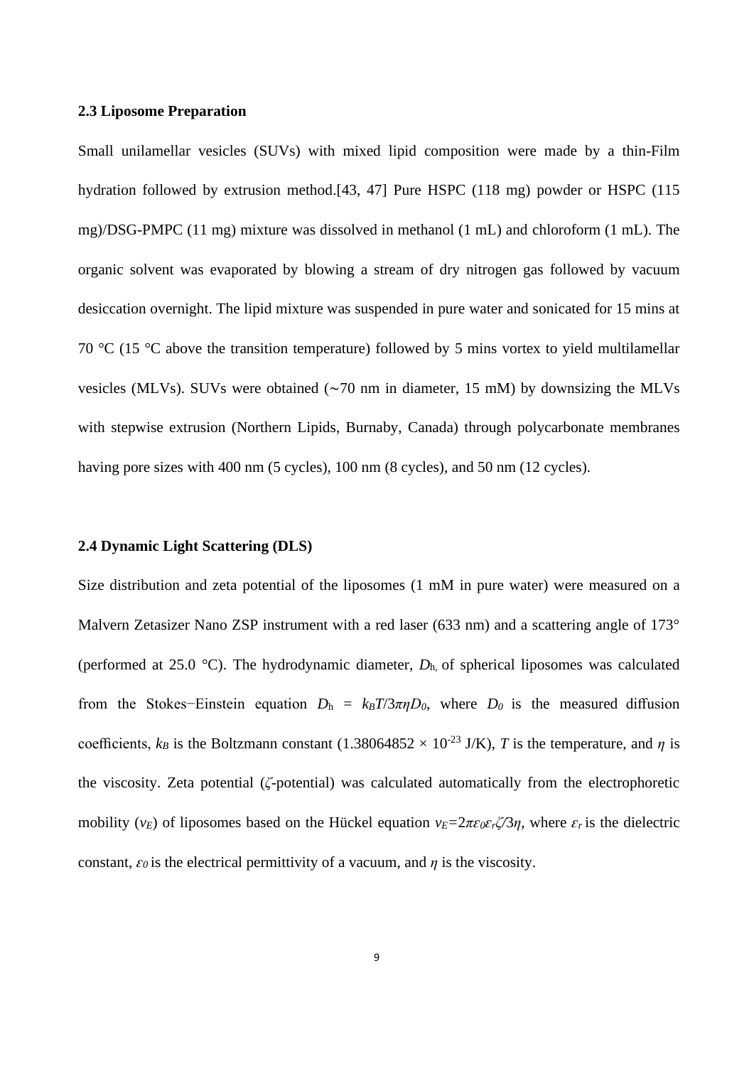### 2.3 Liposome Preparation

Small unilamellar vesicles (SUVs) with mixed lipid composition were made by a thin-Film hydration followed by extrusion method.[43, 47] Pure HSPC (118 mg) powder or HSPC (115 mg)/DSG-PMPC (11 mg) mixture was dissolved in methanol (1 mL) and chloroform (1 mL). The organic solvent was evaporated by blowing a stream of dry nitrogen gas followed by vacuum desiccation overnight. The lipid mixture was suspended in pure water and sonicated for 15 mins at 70 °C (15 °C above the transition temperature) followed by 5 mins vortex to yield multilamellar vesicles (MLVs). SUVs were obtained (∼70 nm in diameter, 15 mM) by downsizing the MLVs with stepwise extrusion (Northern Lipids, Burnaby, Canada) through polycarbonate membranes having pore sizes with 400 nm (5 cycles), 100 nm (8 cycles), and 50 nm (12 cycles).

### 2.4 Dynamic Light Scattering (DLS)

Size distribution and zeta potential of the liposomes (1 mM in pure water) were measured on a Malvern Zetasizer Nano ZSP instrument with a red laser (633 nm) and a scattering angle of 173° (performed at 25.0 °C). The hydrodynamic diameter, $D_h$, of spherical liposomes was calculated from the Stokes−Einstein equation $D_h = k_BT/3\pi\eta D_0$, where $D_0$ is the measured diffusion coefficients, $k_B$ is the Boltzmann constant ($1.38064852 \times 10^{-23}$ J/K), $T$ is the temperature, and $\eta$ is the viscosity. Zeta potential ($\zeta$-potential) was calculated automatically from the electrophoretic mobility ($v_E$) of liposomes based on the Hückel equation $v_E = 2\pi\varepsilon_0\varepsilon_r\zeta/3\eta$, where $\varepsilon_r$ is the dielectric constant, $\varepsilon_0$ is the electrical permittivity of a vacuum, and $\eta$ is the viscosity.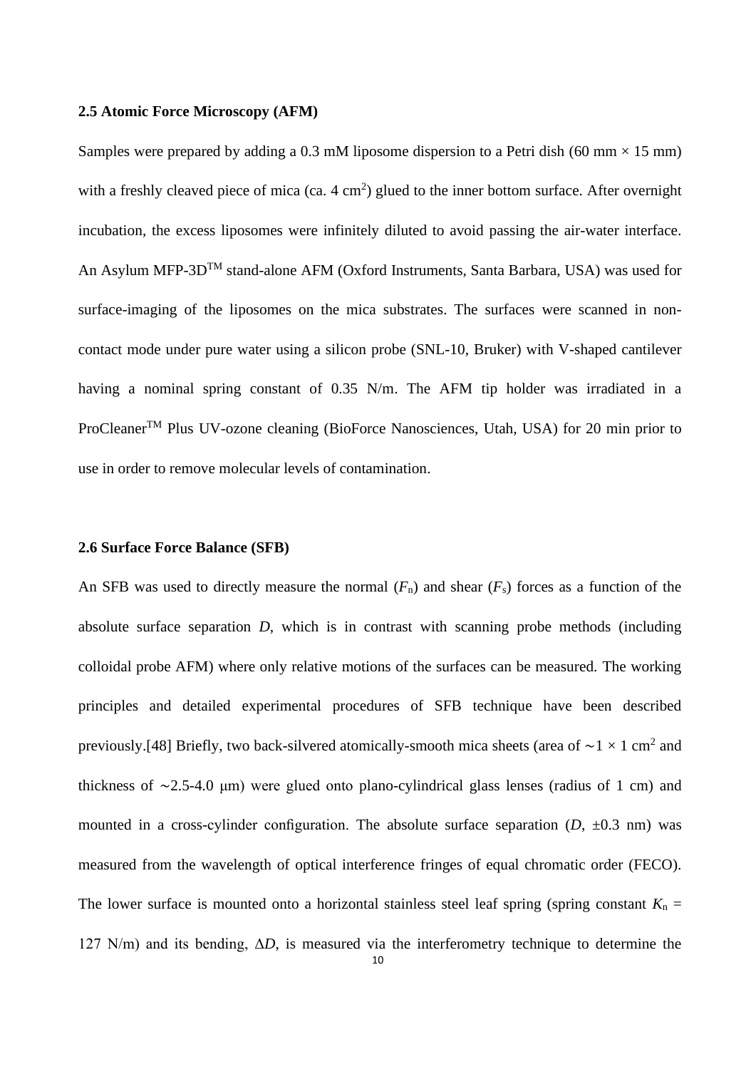## 2.5 Atomic Force Microscopy (AFM)

Samples were prepared by adding a 0.3 mM liposome dispersion to a Petri dish (60 mm × 15 mm) with a freshly cleaved piece of mica (ca. 4 $cm^2$) glued to the inner bottom surface. After overnight incubation, the excess liposomes were infinitely diluted to avoid passing the air-water interface. An Asylum MFP-3D™ stand-alone AFM (Oxford Instruments, Santa Barbara, USA) was used for surface-imaging of the liposomes on the mica substrates. The surfaces were scanned in non-contact mode under pure water using a silicon probe (SNL-10, Bruker) with V-shaped cantilever having a nominal spring constant of 0.35 N/m. The AFM tip holder was irradiated in a ProCleaner™ Plus UV-ozone cleaning (BioForce Nanosciences, Utah, USA) for 20 min prior to use in order to remove molecular levels of contamination.

## 2.6 Surface Force Balance (SFB)

An SFB was used to directly measure the normal ($F_n$) and shear ($F_s$) forces as a function of the absolute surface separation $D$, which is in contrast with scanning probe methods (including colloidal probe AFM) where only relative motions of the surfaces can be measured. The working principles and detailed experimental procedures of SFB technique have been described previously.[48] Briefly, two back-silvered atomically-smooth mica sheets (area of ∼1 × 1 $cm^2$ and thickness of ∼2.5-4.0 μm) were glued onto plano-cylindrical glass lenses (radius of 1 cm) and mounted in a cross-cylinder configuration. The absolute surface separation ($D$, ±0.3 nm) was measured from the wavelength of optical interference fringes of equal chromatic order (FECO). The lower surface is mounted onto a horizontal stainless steel leaf spring (spring constant $K_n$ = 127 N/m) and its bending, $\Delta D$, is measured via the interferometry technique to determine the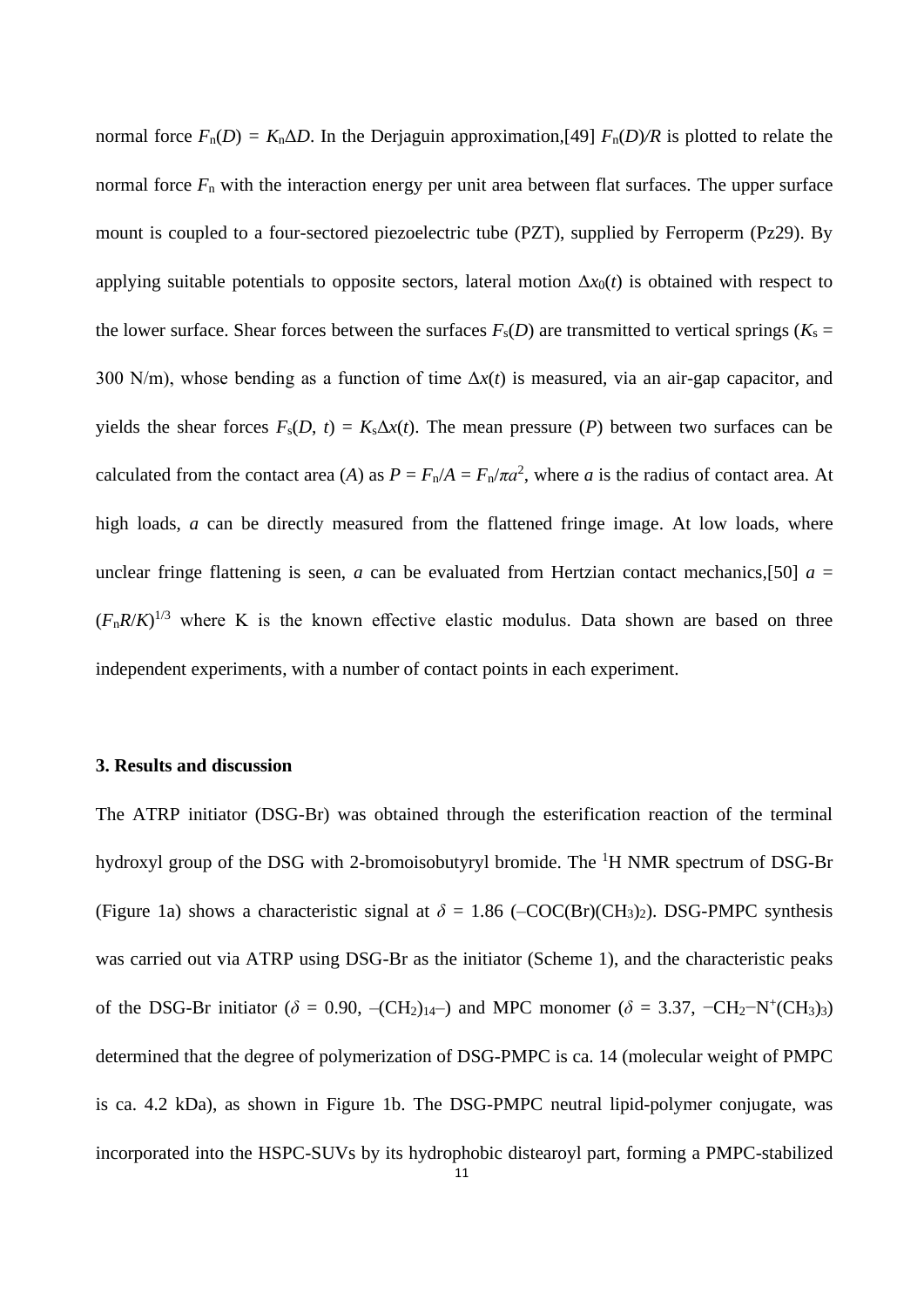normal force $F_n(D) = K_n\Delta D$. In the Derjaguin approximation,[49] $F_n(D)/R$ is plotted to relate the normal force $F_n$ with the interaction energy per unit area between flat surfaces. The upper surface mount is coupled to a four-sectored piezoelectric tube (PZT), supplied by Ferroperm (Pz29). By applying suitable potentials to opposite sectors, lateral motion $\Delta x_0(t)$ is obtained with respect to the lower surface. Shear forces between the surfaces $F_s(D)$ are transmitted to vertical springs ($K_s$ = 300 N/m), whose bending as a function of time $\Delta x(t)$ is measured, via an air-gap capacitor, and yields the shear forces $F_s(D, t) = K_s\Delta x(t)$. The mean pressure ($P$) between two surfaces can be calculated from the contact area ($A$) as $P = F_n/A = F_n/\pi a^2$, where $a$ is the radius of contact area. At high loads, $a$ can be directly measured from the flattened fringe image. At low loads, where unclear fringe flattening is seen, $a$ can be evaluated from Hertzian contact mechanics,[50] $a = (F_nR/K)^{1/3}$ where K is the known effective elastic modulus. Data shown are based on three independent experiments, with a number of contact points in each experiment.

### 3. Results and discussion

The ATRP initiator (DSG-Br) was obtained through the esterification reaction of the terminal hydroxyl group of the DSG with 2-bromoisobutyryl bromide. The $^1$H NMR spectrum of DSG-Br (Figure 1a) shows a characteristic signal at $\delta$ = 1.86 ($–COC(Br)(CH_3)_2$). DSG-PMPC synthesis was carried out via ATRP using DSG-Br as the initiator (Scheme 1), and the characteristic peaks of the DSG-Br initiator ($\delta$ = 0.90, $–(CH_2)_{14}–$) and MPC monomer ($\delta$ = 3.37, $−CH_2−N^+(CH_3)_3$) determined that the degree of polymerization of DSG-PMPC is ca. 14 (molecular weight of PMPC is ca. 4.2 kDa), as shown in Figure 1b. The DSG-PMPC neutral lipid-polymer conjugate, was incorporated into the HSPC-SUVs by its hydrophobic distearoyl part, forming a PMPC-stabilized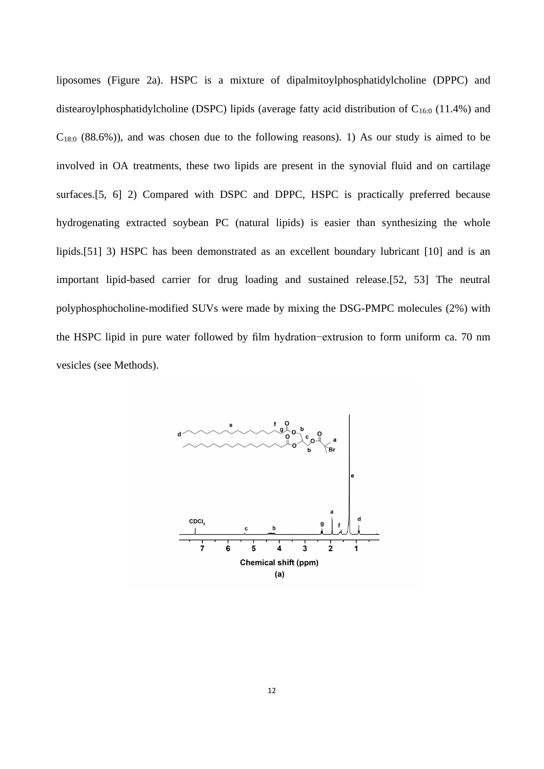liposomes (Figure 2a). HSPC is a mixture of dipalmitoylphosphatidylcholine (DPPC) and distearoylphosphatidylcholine (DSPC) lipids (average fatty acid distribution of $C_{16:0}$ (11.4%) and $C_{18:0}$ (88.6%)), and was chosen due to the following reasons). 1) As our study is aimed to be involved in OA treatments, these two lipids are present in the synovial fluid and on cartilage surfaces.[5, 6] 2) Compared with DSPC and DPPC, HSPC is practically preferred because hydrogenating extracted soybean PC (natural lipids) is easier than synthesizing the whole lipids.[51] 3) HSPC has been demonstrated as an excellent boundary lubricant [10] and is an important lipid-based carrier for drug loading and sustained release.[52, 53] The neutral polyphosphocholine-modified SUVs were made by mixing the DSG-PMPC molecules (2%) with the HSPC lipid in pure water followed by film hydration−extrusion to form uniform ca. 70 nm vesicles (see Methods).

(a)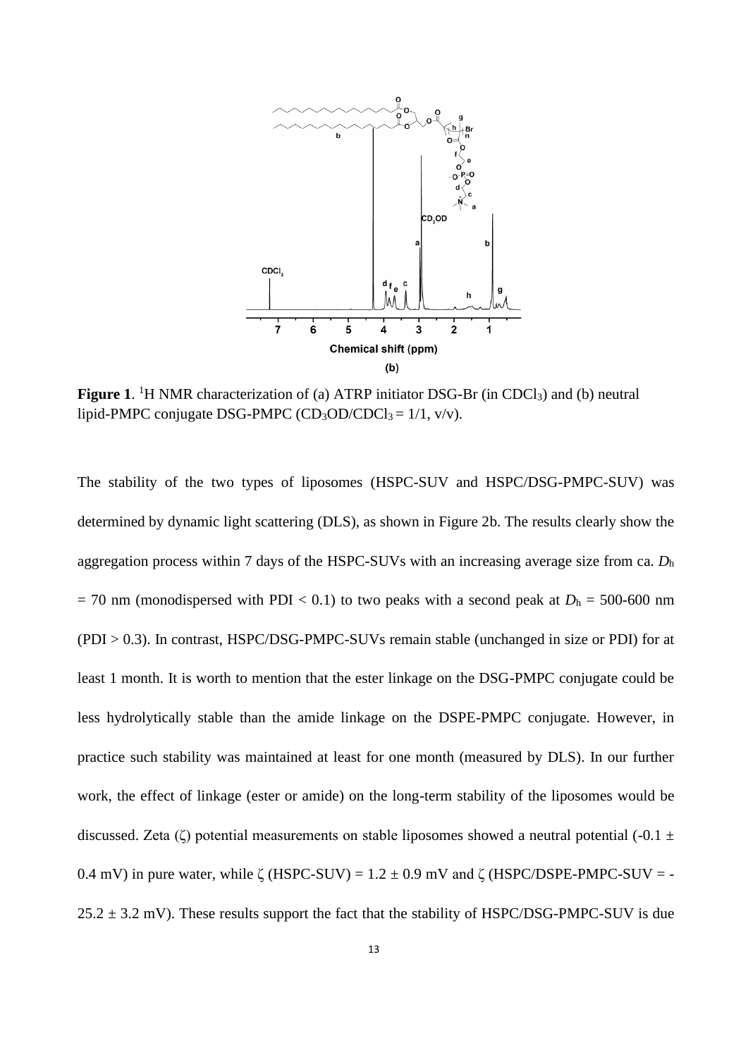**Figure 1**. [1]H NMR characterization of (a) ATRP initiator DSG-Br (in $CDCl_3$) and (b) neutral lipid-PMPC conjugate DSG-PMPC ($CD_3OD/CDCl_3 = 1/1$, v/v).

The stability of the two types of liposomes (HSPC-SUV and HSPC/DSG-PMPC-SUV) was determined by dynamic light scattering (DLS), as shown in Figure 2b. The results clearly show the aggregation process within 7 days of the HSPC-SUVs with an increasing average size from ca. $D_h = 70$ nm (monodispersed with PDI < 0.1) to two peaks with a second peak at $D_h = 500$-$600$ nm (PDI > 0.3). In contrast, HSPC/DSG-PMPC-SUVs remain stable (unchanged in size or PDI) for at least 1 month. It is worth to mention that the ester linkage on the DSG-PMPC conjugate could be less hydrolytically stable than the amide linkage on the DSPE-PMPC conjugate. However, in practice such stability was maintained at least for one month (measured by DLS). In our further work, the effect of linkage (ester or amide) on the long-term stability of the liposomes would be discussed. Zeta ($\zeta$) potential measurements on stable liposomes showed a neutral potential ($-0.1 \pm 0.4$ mV) in pure water, while $\zeta$ (HSPC-SUV) = $1.2 \pm 0.9$ mV and $\zeta$ (HSPC/DSPE-PMPC-SUV = $-25.2 \pm 3.2$ mV). These results support the fact that the stability of HSPC/DSG-PMPC-SUV is due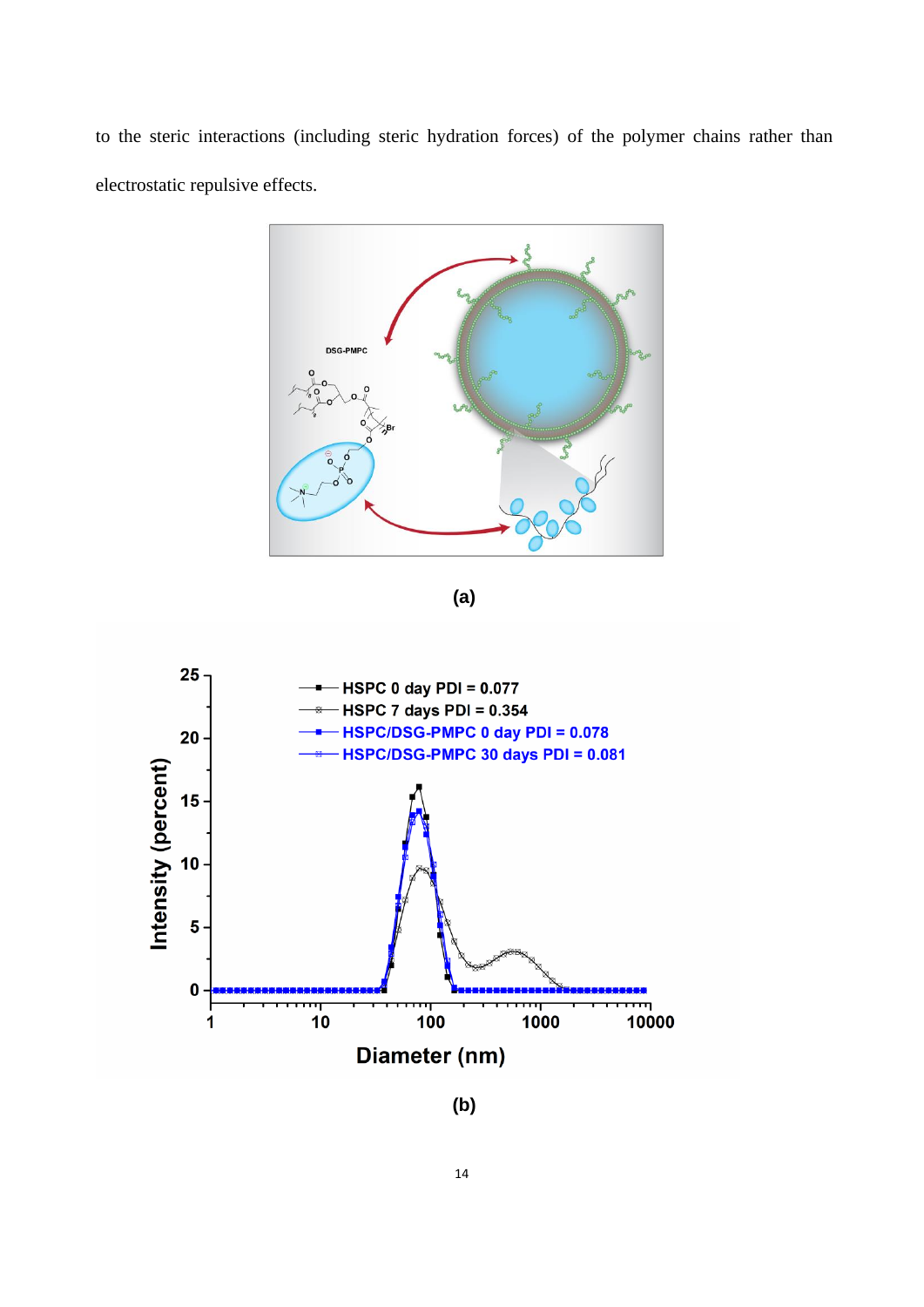to the steric interactions (including steric hydration forces) of the polymer chains rather than electrostatic repulsive effects.

(a)

(b)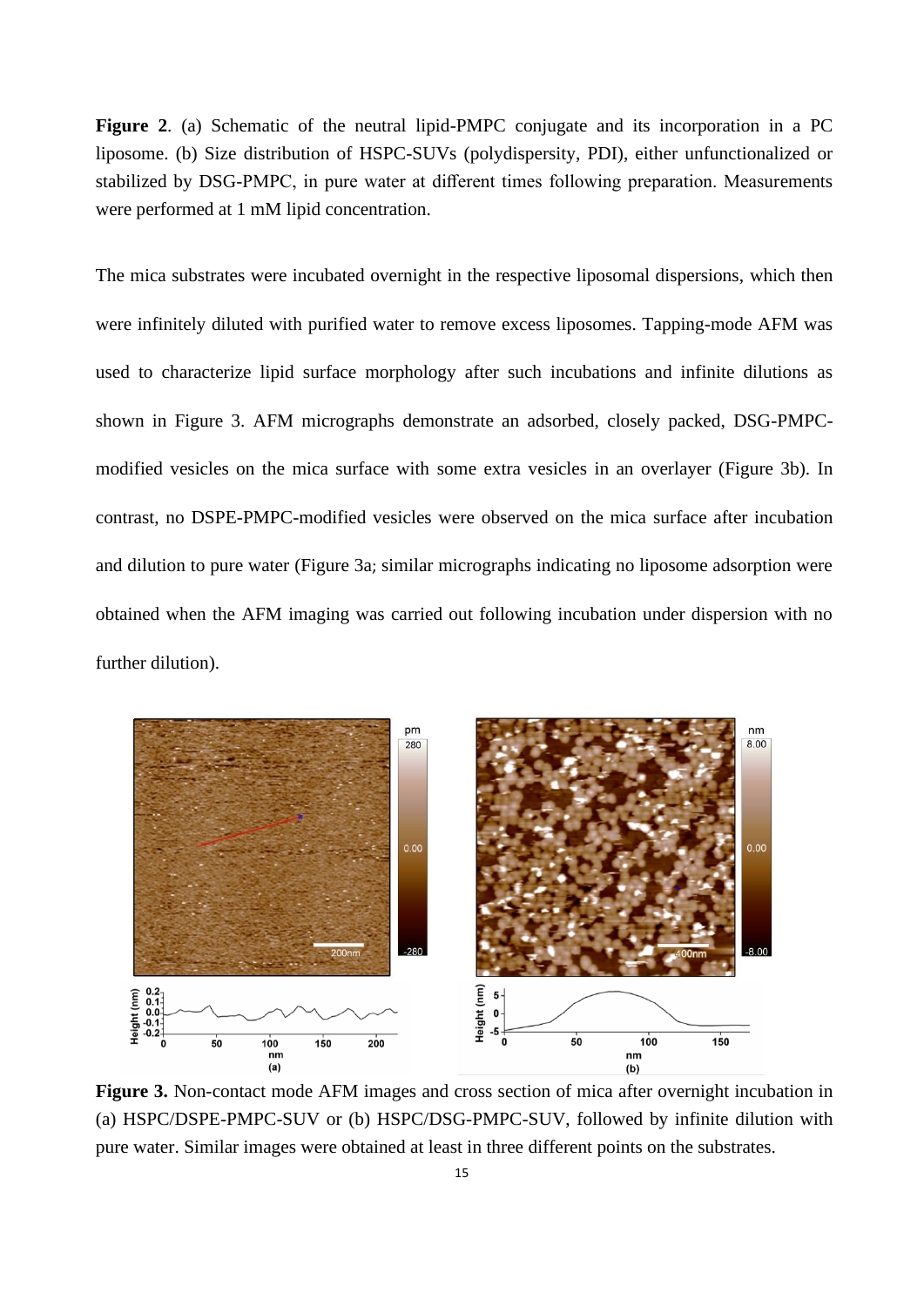**Figure 2**. (a) Schematic of the neutral lipid-PMPC conjugate and its incorporation in a PC liposome. (b) Size distribution of HSPC-SUVs (polydispersity, PDI), either unfunctionalized or stabilized by DSG-PMPC, in pure water at different times following preparation. Measurements were performed at 1 mM lipid concentration.

The mica substrates were incubated overnight in the respective liposomal dispersions, which then were infinitely diluted with purified water to remove excess liposomes. Tapping-mode AFM was used to characterize lipid surface morphology after such incubations and infinite dilutions as shown in Figure 3. AFM micrographs demonstrate an adsorbed, closely packed, DSG-PMPC-modified vesicles on the mica surface with some extra vesicles in an overlayer (Figure 3b). In contrast, no DSPE-PMPC-modified vesicles were observed on the mica surface after incubation and dilution to pure water (Figure 3a; similar micrographs indicating no liposome adsorption were obtained when the AFM imaging was carried out following incubation under dispersion with no further dilution).

**Figure 3.** Non-contact mode AFM images and cross section of mica after overnight incubation in (a) HSPC/DSPE-PMPC-SUV or (b) HSPC/DSG-PMPC-SUV, followed by infinite dilution with pure water. Similar images were obtained at least in three different points on the substrates.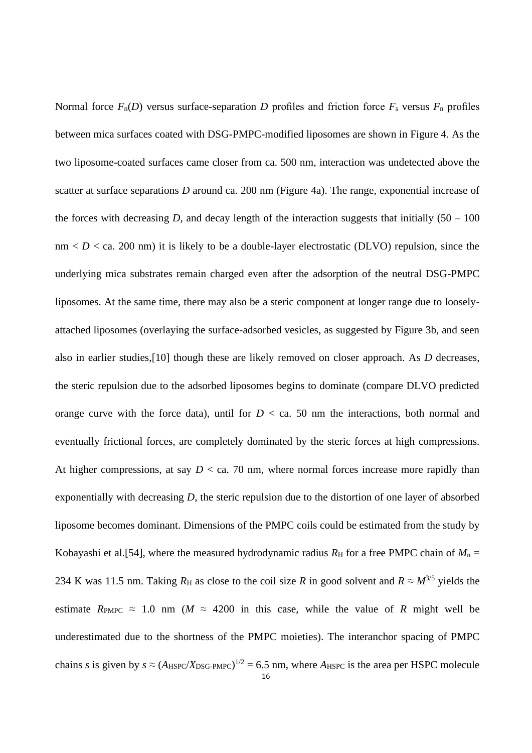Normal force $F_n(D)$ versus surface-separation $D$ profiles and friction force $F_s$ versus $F_n$ profiles between mica surfaces coated with DSG-PMPC-modified liposomes are shown in Figure 4. As the two liposome-coated surfaces came closer from ca. 500 nm, interaction was undetected above the scatter at surface separations $D$ around ca. 200 nm (Figure 4a). The range, exponential increase of the forces with decreasing $D$, and decay length of the interaction suggests that initially (50 – 100 nm < $D$ < ca. 200 nm) it is likely to be a double-layer electrostatic (DLVO) repulsion, since the underlying mica substrates remain charged even after the adsorption of the neutral DSG-PMPC liposomes. At the same time, there may also be a steric component at longer range due to loosely-attached liposomes (overlaying the surface-adsorbed vesicles, as suggested by Figure 3b, and seen also in earlier studies,[10] though these are likely removed on closer approach. As $D$ decreases, the steric repulsion due to the adsorbed liposomes begins to dominate (compare DLVO predicted orange curve with the force data), until for $D$ < ca. 50 nm the interactions, both normal and eventually frictional forces, are completely dominated by the steric forces at high compressions. At higher compressions, at say $D$ < ca. 70 nm, where normal forces increase more rapidly than exponentially with decreasing $D$, the steric repulsion due to the distortion of one layer of absorbed liposome becomes dominant. Dimensions of the PMPC coils could be estimated from the study by Kobayashi et al.[54], where the measured hydrodynamic radius $R_H$ for a free PMPC chain of $M_n$ = 234 K was 11.5 nm. Taking $R_H$ as close to the coil size $R$ in good solvent and $R \approx M^{3/5}$ yields the estimate $R_{PMPC} \approx 1.0$ nm ($M \approx 4200$ in this case, while the value of $R$ might well be underestimated due to the shortness of the PMPC moieties). The interanchor spacing of PMPC chains $s$ is given by $s \approx (A_{HSPC}/X_{DSG\text{-}PMPC})^{1/2} = 6.5$ nm, where $A_{HSPC}$ is the area per HSPC molecule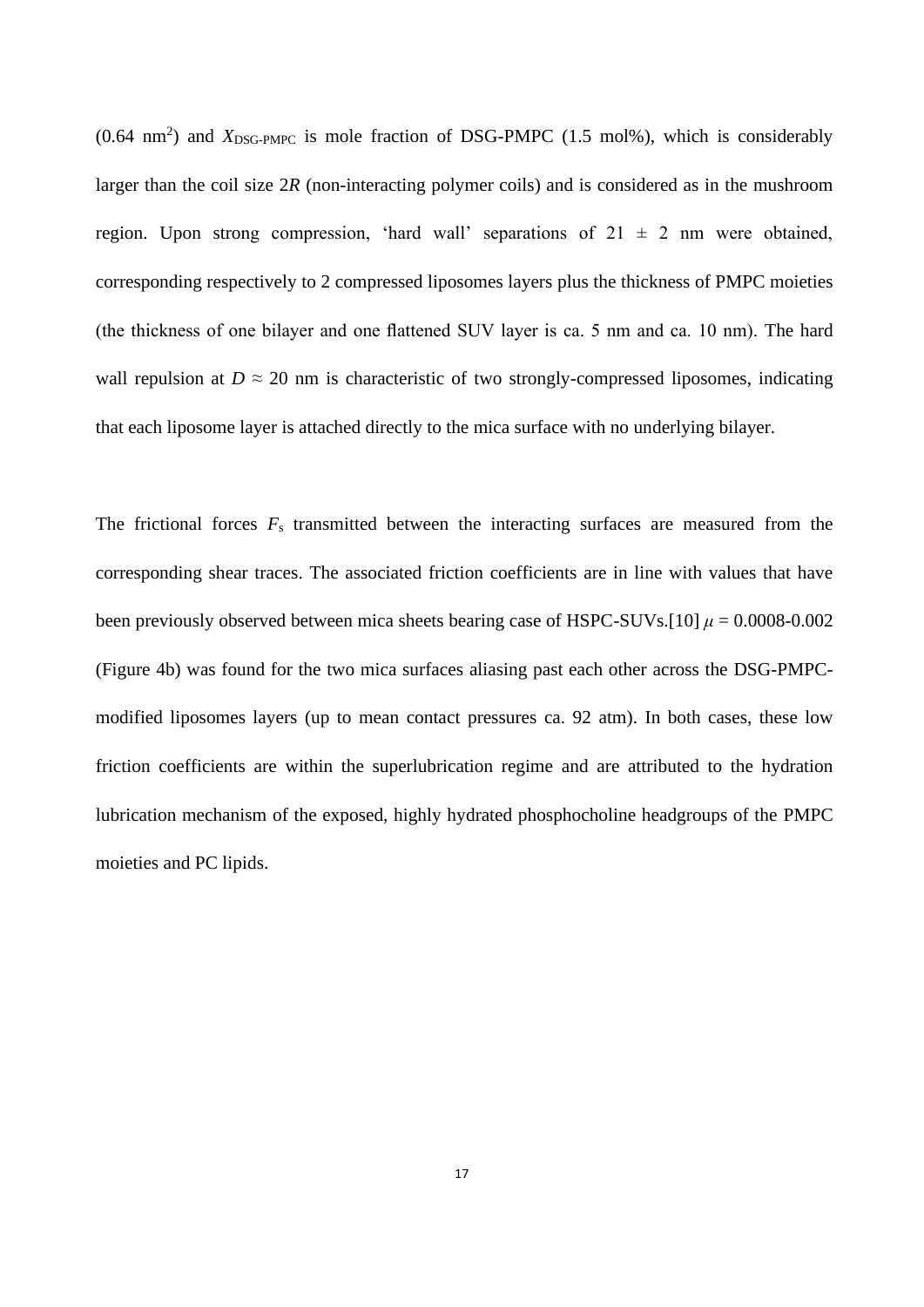(0.64 nm$^2$) and $X_{\text{DSG-PMPC}}$ is mole fraction of DSG-PMPC (1.5 mol%), which is considerably larger than the coil size 2$R$ (non-interacting polymer coils) and is considered as in the mushroom region. Upon strong compression, 'hard wall' separations of 21 ± 2 nm were obtained, corresponding respectively to 2 compressed liposomes layers plus the thickness of PMPC moieties (the thickness of one bilayer and one flattened SUV layer is ca. 5 nm and ca. 10 nm). The hard wall repulsion at $D \approx 20$ nm is characteristic of two strongly-compressed liposomes, indicating that each liposome layer is attached directly to the mica surface with no underlying bilayer.

The frictional forces $F_s$ transmitted between the interacting surfaces are measured from the corresponding shear traces. The associated friction coefficients are in line with values that have been previously observed between mica sheets bearing case of HSPC-SUVs.[10] $\mu$ = 0.0008-0.002 (Figure 4b) was found for the two mica surfaces aliasing past each other across the DSG-PMPC-modified liposomes layers (up to mean contact pressures ca. 92 atm). In both cases, these low friction coefficients are within the superlubrication regime and are attributed to the hydration lubrication mechanism of the exposed, highly hydrated phosphocholine headgroups of the PMPC moieties and PC lipids.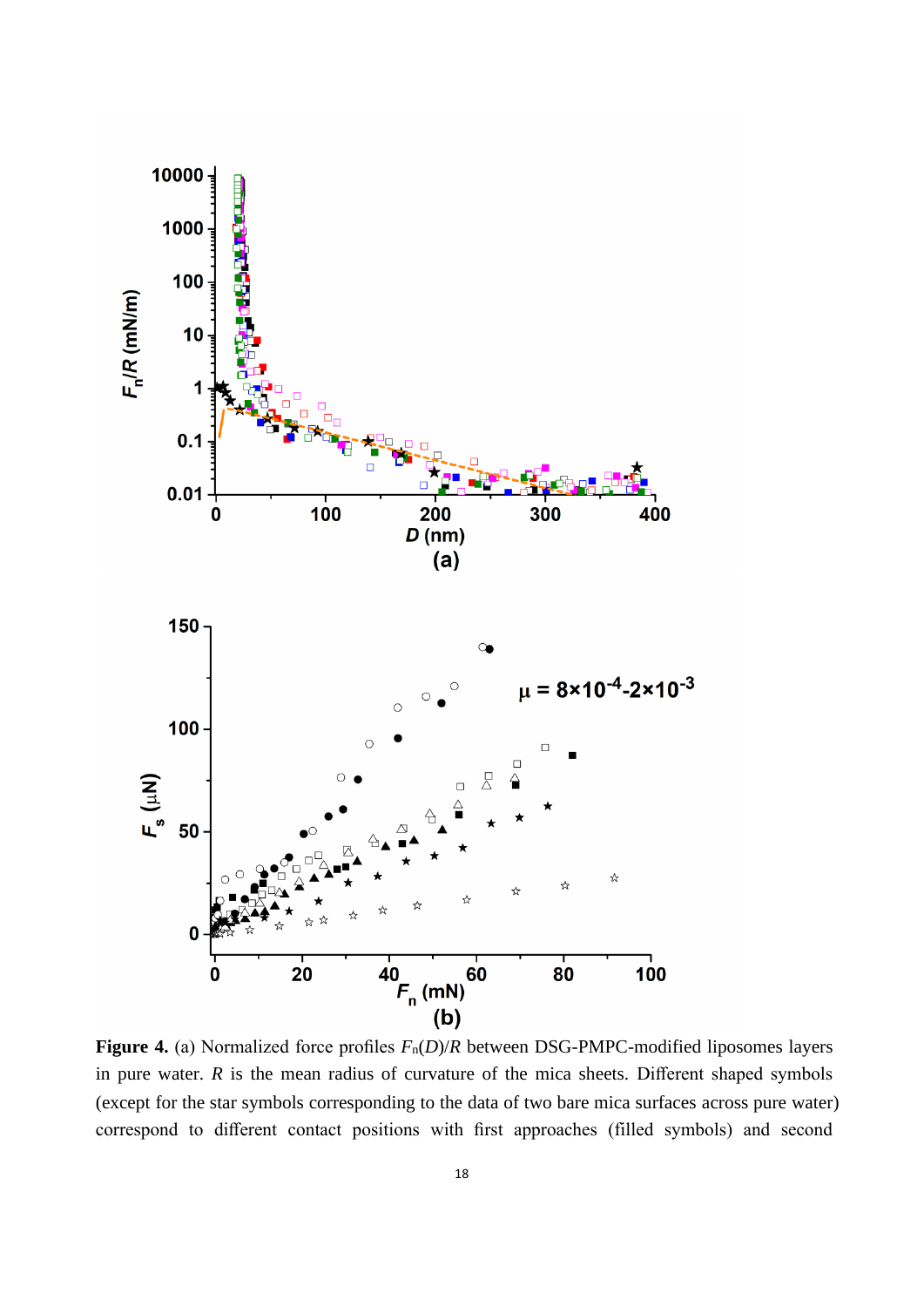**Figure 4.** (a) Normalized force profiles $F_n(D)/R$ between DSG-PMPC-modified liposomes layers in pure water. $R$ is the mean radius of curvature of the mica sheets. Different shaped symbols (except for the star symbols corresponding to the data of two bare mica surfaces across pure water) correspond to different contact positions with first approaches (filled symbols) and second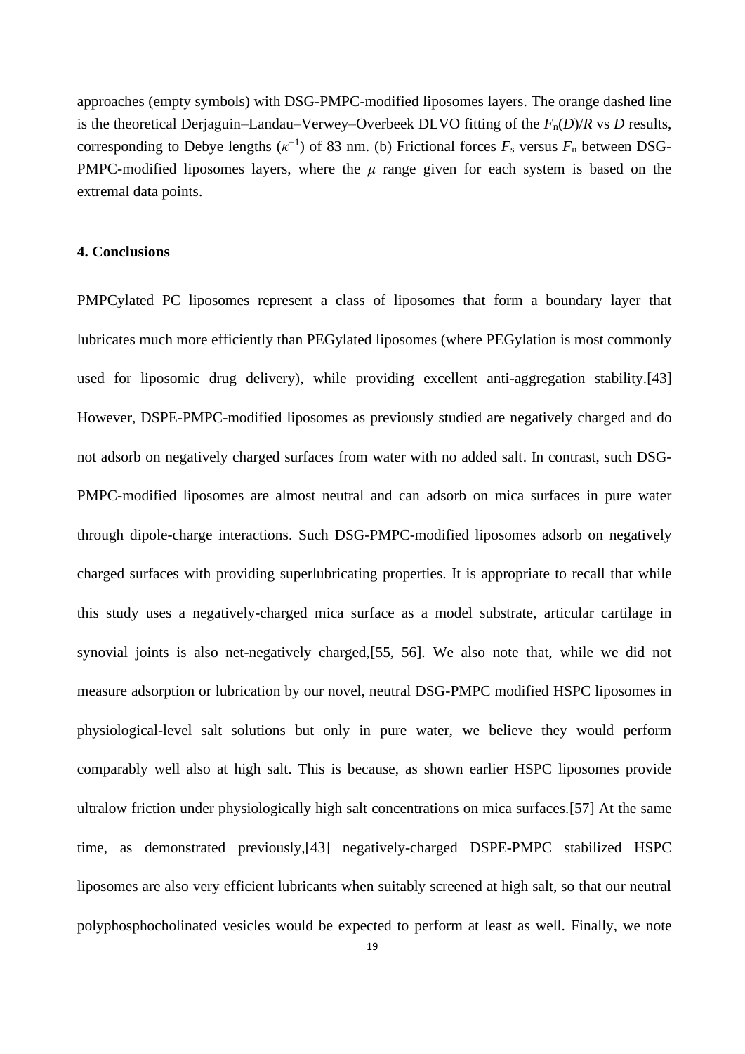approaches (empty symbols) with DSG-PMPC-modified liposomes layers. The orange dashed line is the theoretical Derjaguin–Landau–Verwey–Overbeek DLVO fitting of the $F_n(D)/R$ vs $D$ results, corresponding to Debye lengths ($\kappa^{-1}$) of 83 nm. (b) Frictional forces $F_s$ versus $F_n$ between DSG-PMPC-modified liposomes layers, where the $\mu$ range given for each system is based on the extremal data points.

#### 4. Conclusions

PMPCylated PC liposomes represent a class of liposomes that form a boundary layer that lubricates much more efficiently than PEGylated liposomes (where PEGylation is most commonly used for liposomic drug delivery), while providing excellent anti-aggregation stability.[43] However, DSPE-PMPC-modified liposomes as previously studied are negatively charged and do not adsorb on negatively charged surfaces from water with no added salt. In contrast, such DSG-PMPC-modified liposomes are almost neutral and can adsorb on mica surfaces in pure water through dipole-charge interactions. Such DSG-PMPC-modified liposomes adsorb on negatively charged surfaces with providing superlubricating properties. It is appropriate to recall that while this study uses a negatively-charged mica surface as a model substrate, articular cartilage in synovial joints is also net-negatively charged,[55, 56]. We also note that, while we did not measure adsorption or lubrication by our novel, neutral DSG-PMPC modified HSPC liposomes in physiological-level salt solutions but only in pure water, we believe they would perform comparably well also at high salt. This is because, as shown earlier HSPC liposomes provide ultralow friction under physiologically high salt concentrations on mica surfaces.[57] At the same time, as demonstrated previously,[43] negatively-charged DSPE-PMPC stabilized HSPC liposomes are also very efficient lubricants when suitably screened at high salt, so that our neutral polyphosphocholinated vesicles would be expected to perform at least as well. Finally, we note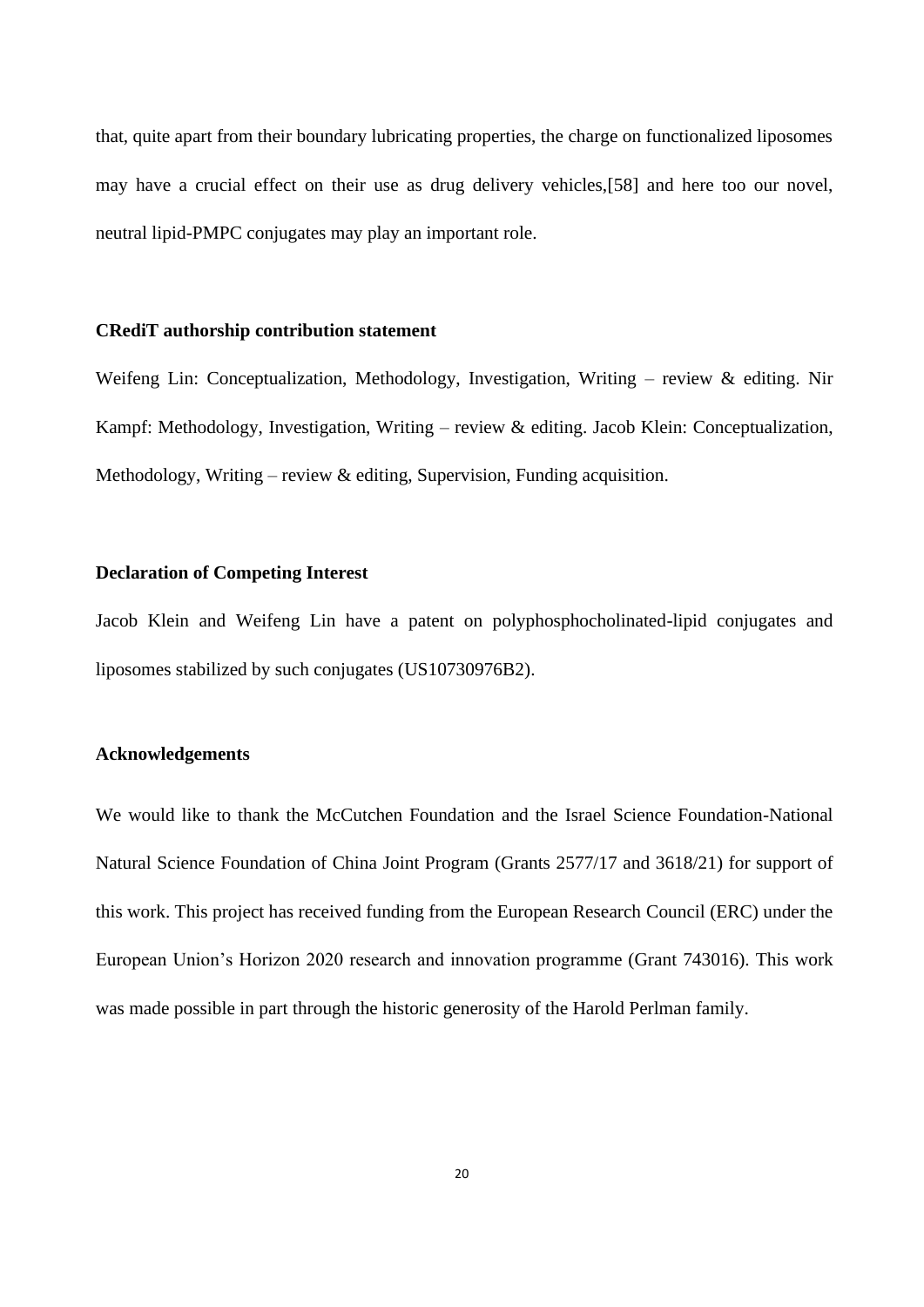that, quite apart from their boundary lubricating properties, the charge on functionalized liposomes may have a crucial effect on their use as drug delivery vehicles,[58] and here too our novel, neutral lipid-PMPC conjugates may play an important role.

### CRediT authorship contribution statement

Weifeng Lin: Conceptualization, Methodology, Investigation, Writing – review & editing. Nir Kampf: Methodology, Investigation, Writing – review & editing. Jacob Klein: Conceptualization, Methodology, Writing – review & editing, Supervision, Funding acquisition.

### Declaration of Competing Interest

Jacob Klein and Weifeng Lin have a patent on polyphosphocholinated-lipid conjugates and liposomes stabilized by such conjugates (US10730976B2).

### Acknowledgements

We would like to thank the McCutchen Foundation and the Israel Science Foundation-National Natural Science Foundation of China Joint Program (Grants 2577/17 and 3618/21) for support of this work. This project has received funding from the European Research Council (ERC) under the European Union's Horizon 2020 research and innovation programme (Grant 743016). This work was made possible in part through the historic generosity of the Harold Perlman family.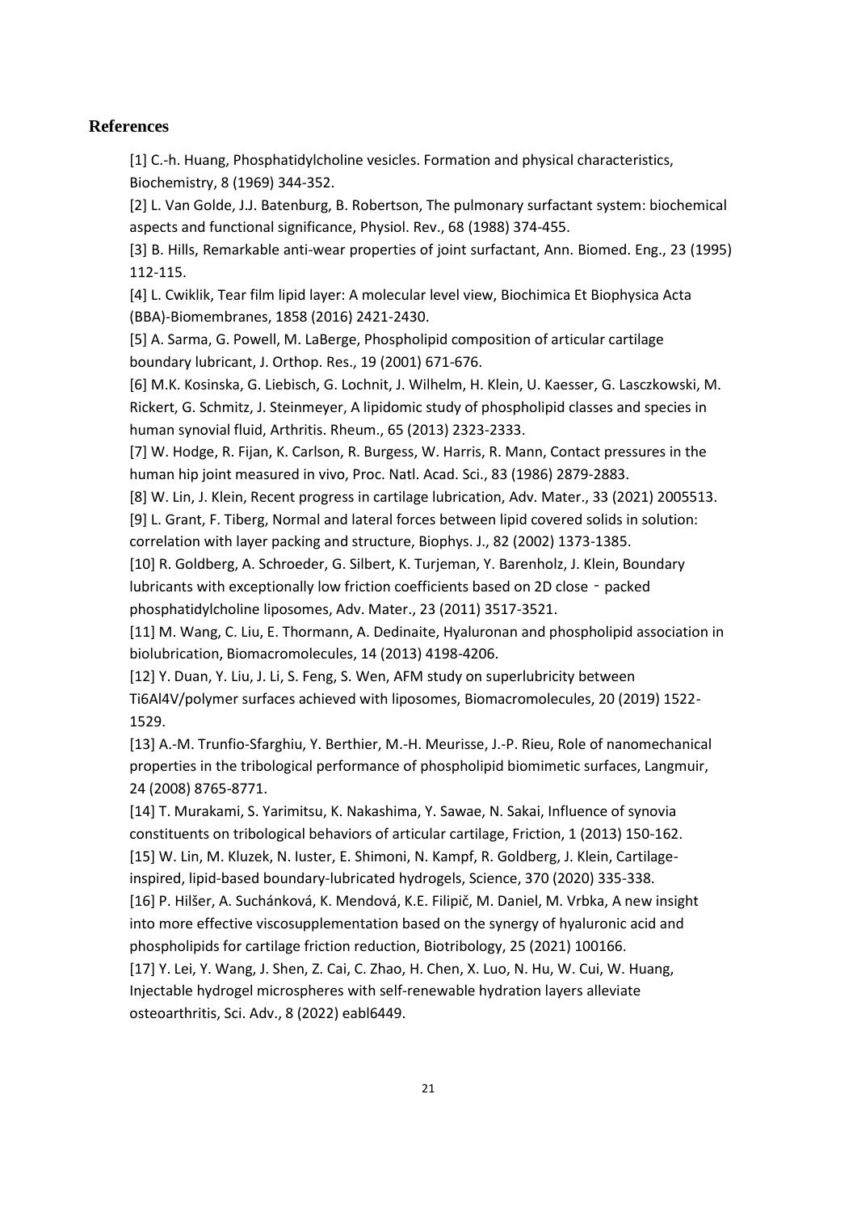## References

[1] C.-h. Huang, Phosphatidylcholine vesicles. Formation and physical characteristics, Biochemistry, 8 (1969) 344-352.

[2] L. Van Golde, J.J. Batenburg, B. Robertson, The pulmonary surfactant system: biochemical aspects and functional significance, Physiol. Rev., 68 (1988) 374-455.

[3] B. Hills, Remarkable anti-wear properties of joint surfactant, Ann. Biomed. Eng., 23 (1995) 112-115.

[4] L. Cwiklik, Tear film lipid layer: A molecular level view, Biochimica Et Biophysica Acta (BBA)-Biomembranes, 1858 (2016) 2421-2430.

[5] A. Sarma, G. Powell, M. LaBerge, Phospholipid composition of articular cartilage boundary lubricant, J. Orthop. Res., 19 (2001) 671-676.

[6] M.K. Kosinska, G. Liebisch, G. Lochnit, J. Wilhelm, H. Klein, U. Kaesser, G. Lasczkowski, M. Rickert, G. Schmitz, J. Steinmeyer, A lipidomic study of phospholipid classes and species in human synovial fluid, Arthritis. Rheum., 65 (2013) 2323-2333.

[7] W. Hodge, R. Fijan, K. Carlson, R. Burgess, W. Harris, R. Mann, Contact pressures in the human hip joint measured in vivo, Proc. Natl. Acad. Sci., 83 (1986) 2879-2883.

[8] W. Lin, J. Klein, Recent progress in cartilage lubrication, Adv. Mater., 33 (2021) 2005513.

[9] L. Grant, F. Tiberg, Normal and lateral forces between lipid covered solids in solution: correlation with layer packing and structure, Biophys. J., 82 (2002) 1373-1385.

[10] R. Goldberg, A. Schroeder, G. Silbert, K. Turjeman, Y. Barenholz, J. Klein, Boundary lubricants with exceptionally low friction coefficients based on 2D close‐packed phosphatidylcholine liposomes, Adv. Mater., 23 (2011) 3517-3521.

[11] M. Wang, C. Liu, E. Thormann, A. Dedinaite, Hyaluronan and phospholipid association in biolubrication, Biomacromolecules, 14 (2013) 4198-4206.

[12] Y. Duan, Y. Liu, J. Li, S. Feng, S. Wen, AFM study on superlubricity between Ti6Al4V/polymer surfaces achieved with liposomes, Biomacromolecules, 20 (2019) 1522-1529.

[13] A.-M. Trunfio-Sfarghiu, Y. Berthier, M.-H. Meurisse, J.-P. Rieu, Role of nanomechanical properties in the tribological performance of phospholipid biomimetic surfaces, Langmuir, 24 (2008) 8765-8771.

[14] T. Murakami, S. Yarimitsu, K. Nakashima, Y. Sawae, N. Sakai, Influence of synovia constituents on tribological behaviors of articular cartilage, Friction, 1 (2013) 150-162.

[15] W. Lin, M. Kluzek, N. Iuster, E. Shimoni, N. Kampf, R. Goldberg, J. Klein, Cartilage-inspired, lipid-based boundary-lubricated hydrogels, Science, 370 (2020) 335-338.

[16] P. Hilšer, A. Suchánková, K. Mendová, K.E. Filipič, M. Daniel, M. Vrbka, A new insight into more effective viscosupplementation based on the synergy of hyaluronic acid and phospholipids for cartilage friction reduction, Biotribology, 25 (2021) 100166.

[17] Y. Lei, Y. Wang, J. Shen, Z. Cai, C. Zhao, H. Chen, X. Luo, N. Hu, W. Cui, W. Huang, Injectable hydrogel microspheres with self-renewable hydration layers alleviate osteoarthritis, Sci. Adv., 8 (2022) eabl6449.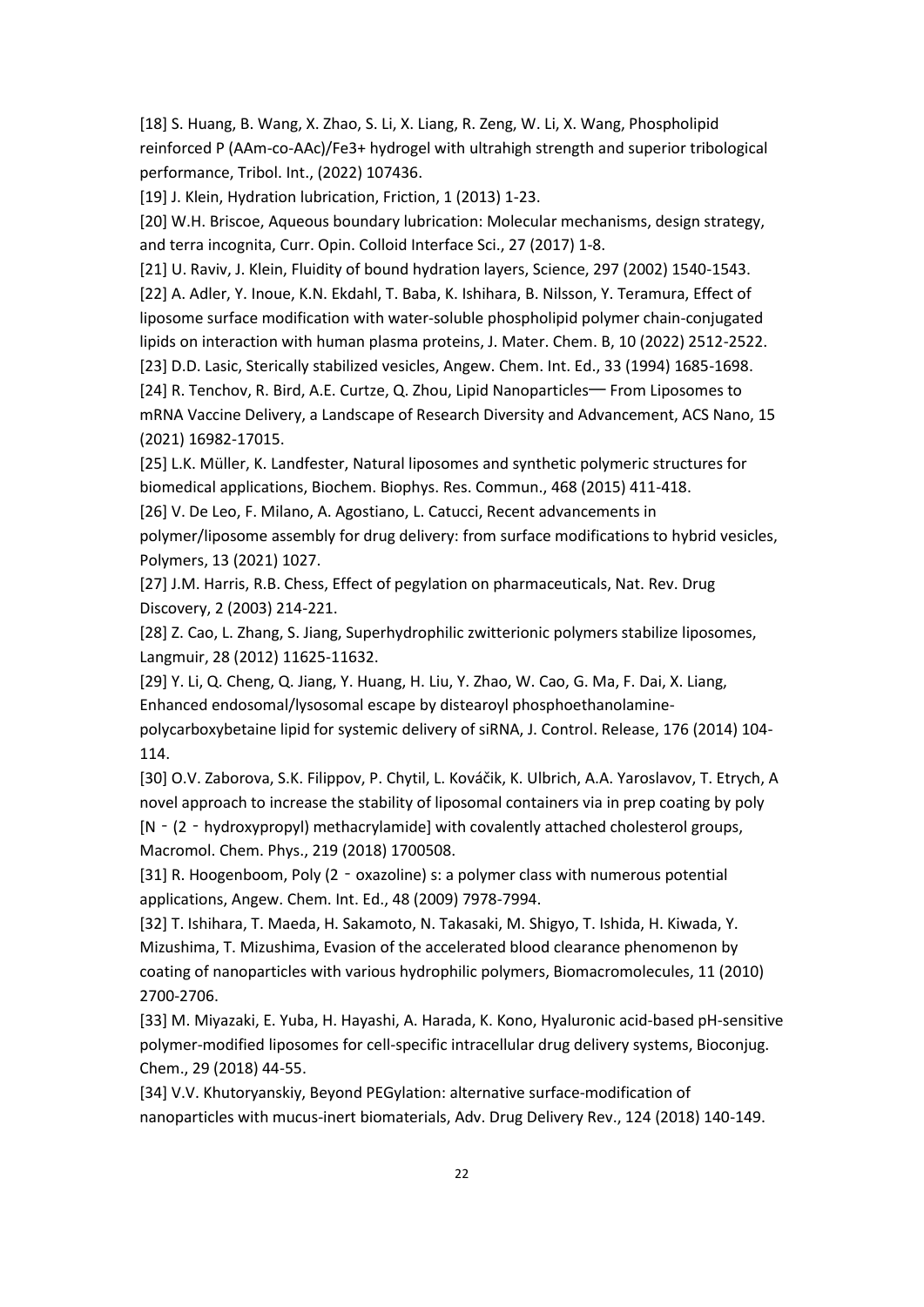[18] S. Huang, B. Wang, X. Zhao, S. Li, X. Liang, R. Zeng, W. Li, X. Wang, Phospholipid reinforced P (AAm-co-AAc)/$Fe^{3+}$ hydrogel with ultrahigh strength and superior tribological performance, Tribol. Int., (2022) 107436.

[19] J. Klein, Hydration lubrication, Friction, 1 (2013) 1-23.

[20] W.H. Briscoe, Aqueous boundary lubrication: Molecular mechanisms, design strategy, and terra incognita, Curr. Opin. Colloid Interface Sci., 27 (2017) 1-8.

[21] U. Raviv, J. Klein, Fluidity of bound hydration layers, Science, 297 (2002) 1540-1543.

[22] A. Adler, Y. Inoue, K.N. Ekdahl, T. Baba, K. Ishihara, B. Nilsson, Y. Teramura, Effect of liposome surface modification with water-soluble phospholipid polymer chain-conjugated lipids on interaction with human plasma proteins, J. Mater. Chem. B, 10 (2022) 2512-2522.

[23] D.D. Lasic, Sterically stabilized vesicles, Angew. Chem. Int. Ed., 33 (1994) 1685-1698.

[24] R. Tenchov, R. Bird, A.E. Curtze, Q. Zhou, Lipid Nanoparticles— From Liposomes to mRNA Vaccine Delivery, a Landscape of Research Diversity and Advancement, ACS Nano, 15 (2021) 16982-17015.

[25] L.K. Müller, K. Landfester, Natural liposomes and synthetic polymeric structures for biomedical applications, Biochem. Biophys. Res. Commun., 468 (2015) 411-418.

[26] V. De Leo, F. Milano, A. Agostiano, L. Catucci, Recent advancements in polymer/liposome assembly for drug delivery: from surface modifications to hybrid vesicles, Polymers, 13 (2021) 1027.

[27] J.M. Harris, R.B. Chess, Effect of pegylation on pharmaceuticals, Nat. Rev. Drug Discovery, 2 (2003) 214-221.

[28] Z. Cao, L. Zhang, S. Jiang, Superhydrophilic zwitterionic polymers stabilize liposomes, Langmuir, 28 (2012) 11625-11632.

[29] Y. Li, Q. Cheng, Q. Jiang, Y. Huang, H. Liu, Y. Zhao, W. Cao, G. Ma, F. Dai, X. Liang, Enhanced endosomal/lysosomal escape by distearoyl phosphoethanolamine-polycarboxybetaine lipid for systemic delivery of siRNA, J. Control. Release, 176 (2014) 104-114.

[30] O.V. Zaborova, S.K. Filippov, P. Chytil, L. Kováčik, K. Ulbrich, A.A. Yaroslavov, T. Etrych, A novel approach to increase the stability of liposomal containers via in prep coating by poly [N‐(2‐hydroxypropyl) methacrylamide] with covalently attached cholesterol groups, Macromol. Chem. Phys., 219 (2018) 1700508.

[31] R. Hoogenboom, Poly (2‐oxazoline) s: a polymer class with numerous potential applications, Angew. Chem. Int. Ed., 48 (2009) 7978-7994.

[32] T. Ishihara, T. Maeda, H. Sakamoto, N. Takasaki, M. Shigyo, T. Ishida, H. Kiwada, Y. Mizushima, T. Mizushima, Evasion of the accelerated blood clearance phenomenon by coating of nanoparticles with various hydrophilic polymers, Biomacromolecules, 11 (2010) 2700-2706.

[33] M. Miyazaki, E. Yuba, H. Hayashi, A. Harada, K. Kono, Hyaluronic acid-based pH-sensitive polymer-modified liposomes for cell-specific intracellular drug delivery systems, Bioconjug. Chem., 29 (2018) 44-55.

[34] V.V. Khutoryanskiy, Beyond PEGylation: alternative surface-modification of nanoparticles with mucus-inert biomaterials, Adv. Drug Delivery Rev., 124 (2018) 140-149.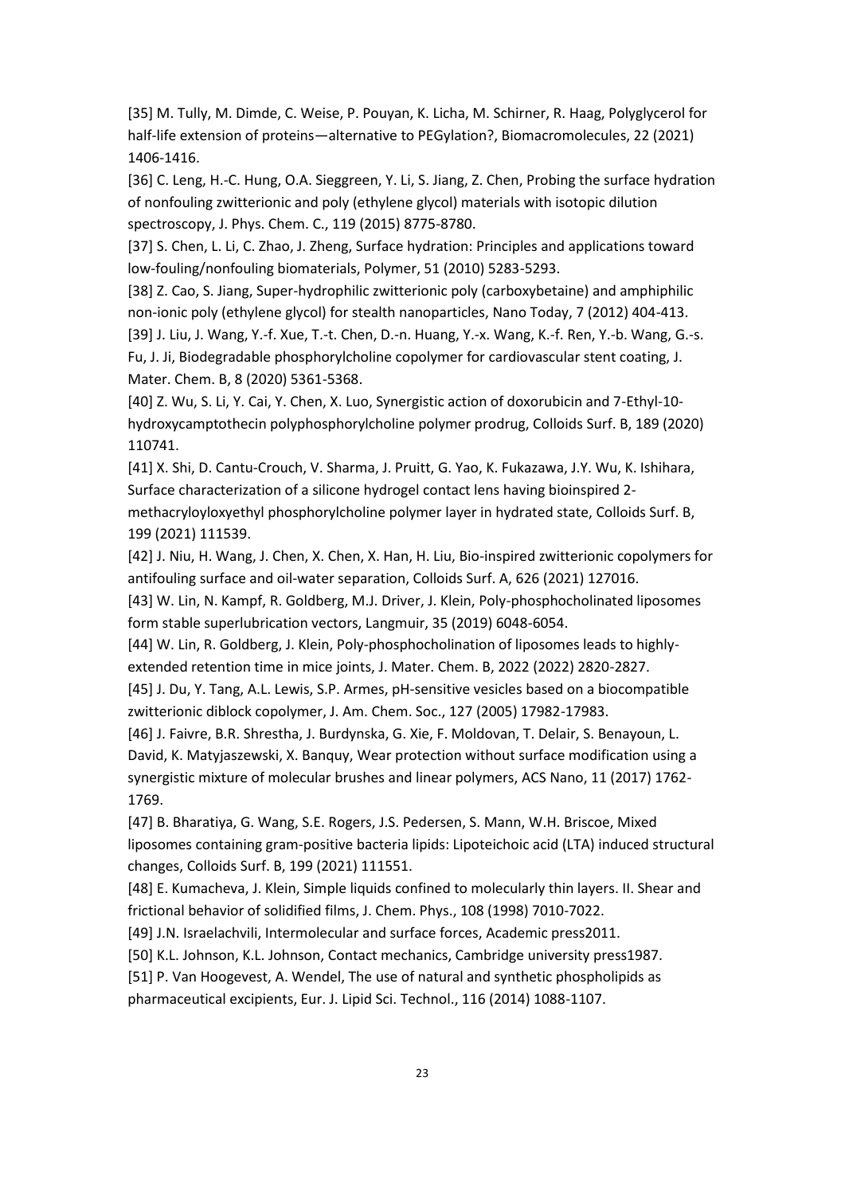[35] M. Tully, M. Dimde, C. Weise, P. Pouyan, K. Licha, M. Schirner, R. Haag, Polyglycerol for half-life extension of proteins—alternative to PEGylation?, Biomacromolecules, 22 (2021) 1406-1416.

[36] C. Leng, H.-C. Hung, O.A. Sieggreen, Y. Li, S. Jiang, Z. Chen, Probing the surface hydration of nonfouling zwitterionic and poly (ethylene glycol) materials with isotopic dilution spectroscopy, J. Phys. Chem. C., 119 (2015) 8775-8780.

[37] S. Chen, L. Li, C. Zhao, J. Zheng, Surface hydration: Principles and applications toward low-fouling/nonfouling biomaterials, Polymer, 51 (2010) 5283-5293.

[38] Z. Cao, S. Jiang, Super-hydrophilic zwitterionic poly (carboxybetaine) and amphiphilic non-ionic poly (ethylene glycol) for stealth nanoparticles, Nano Today, 7 (2012) 404-413.

[39] J. Liu, J. Wang, Y.-f. Xue, T.-t. Chen, D.-n. Huang, Y.-x. Wang, K.-f. Ren, Y.-b. Wang, G.-s. Fu, J. Ji, Biodegradable phosphorylcholine copolymer for cardiovascular stent coating, J. Mater. Chem. B, 8 (2020) 5361-5368.

[40] Z. Wu, S. Li, Y. Cai, Y. Chen, X. Luo, Synergistic action of doxorubicin and 7-Ethyl-10-hydroxycamptothecin polyphosphorylcholine polymer prodrug, Colloids Surf. B, 189 (2020) 110741.

[41] X. Shi, D. Cantu-Crouch, V. Sharma, J. Pruitt, G. Yao, K. Fukazawa, J.Y. Wu, K. Ishihara, Surface characterization of a silicone hydrogel contact lens having bioinspired 2-methacryloyloxyethyl phosphorylcholine polymer layer in hydrated state, Colloids Surf. B, 199 (2021) 111539.

[42] J. Niu, H. Wang, J. Chen, X. Chen, X. Han, H. Liu, Bio-inspired zwitterionic copolymers for antifouling surface and oil-water separation, Colloids Surf. A, 626 (2021) 127016.

[43] W. Lin, N. Kampf, R. Goldberg, M.J. Driver, J. Klein, Poly-phosphocholinated liposomes form stable superlubrication vectors, Langmuir, 35 (2019) 6048-6054.

[44] W. Lin, R. Goldberg, J. Klein, Poly-phosphocholination of liposomes leads to highly-extended retention time in mice joints, J. Mater. Chem. B, 2022 (2022) 2820-2827.

[45] J. Du, Y. Tang, A.L. Lewis, S.P. Armes, pH-sensitive vesicles based on a biocompatible zwitterionic diblock copolymer, J. Am. Chem. Soc., 127 (2005) 17982-17983.

[46] J. Faivre, B.R. Shrestha, J. Burdynska, G. Xie, F. Moldovan, T. Delair, S. Benayoun, L. David, K. Matyjaszewski, X. Banquy, Wear protection without surface modification using a synergistic mixture of molecular brushes and linear polymers, ACS Nano, 11 (2017) 1762-1769.

[47] B. Bharatiya, G. Wang, S.E. Rogers, J.S. Pedersen, S. Mann, W.H. Briscoe, Mixed liposomes containing gram-positive bacteria lipids: Lipoteichoic acid (LTA) induced structural changes, Colloids Surf. B, 199 (2021) 111551.

[48] E. Kumacheva, J. Klein, Simple liquids confined to molecularly thin layers. II. Shear and frictional behavior of solidified films, J. Chem. Phys., 108 (1998) 7010-7022.

[49] J.N. Israelachvili, Intermolecular and surface forces, Academic press2011.

[50] K.L. Johnson, K.L. Johnson, Contact mechanics, Cambridge university press1987.

[51] P. Van Hoogevest, A. Wendel, The use of natural and synthetic phospholipids as pharmaceutical excipients, Eur. J. Lipid Sci. Technol., 116 (2014) 1088-1107.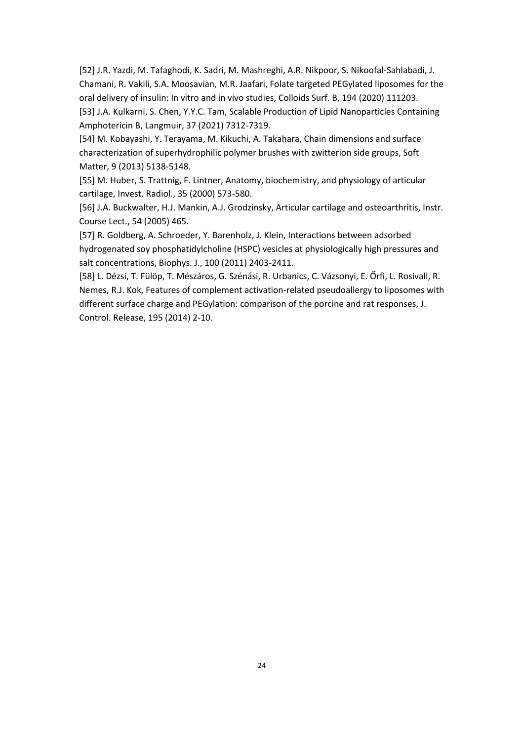[52] J.R. Yazdi, M. Tafaghodi, K. Sadri, M. Mashreghi, A.R. Nikpoor, S. Nikoofal-Sahlabadi, J. Chamani, R. Vakili, S.A. Moosavian, M.R. Jaafari, Folate targeted PEGylated liposomes for the oral delivery of insulin: In vitro and in vivo studies, Colloids Surf. B, 194 (2020) 111203.

[53] J.A. Kulkarni, S. Chen, Y.Y.C. Tam, Scalable Production of Lipid Nanoparticles Containing Amphotericin B, Langmuir, 37 (2021) 7312-7319.

[54] M. Kobayashi, Y. Terayama, M. Kikuchi, A. Takahara, Chain dimensions and surface characterization of superhydrophilic polymer brushes with zwitterion side groups, Soft Matter, 9 (2013) 5138-5148.

[55] M. Huber, S. Trattnig, F. Lintner, Anatomy, biochemistry, and physiology of articular cartilage, Invest. Radiol., 35 (2000) 573-580.

[56] J.A. Buckwalter, H.J. Mankin, A.J. Grodzinsky, Articular cartilage and osteoarthritis, Instr. Course Lect., 54 (2005) 465.

[57] R. Goldberg, A. Schroeder, Y. Barenholz, J. Klein, Interactions between adsorbed hydrogenated soy phosphatidylcholine (HSPC) vesicles at physiologically high pressures and salt concentrations, Biophys. J., 100 (2011) 2403-2411.

[58] L. Dézsi, T. Fülöp, T. Mészáros, G. Szénási, R. Urbanics, C. Vázsonyi, E. Őrfi, L. Rosivall, R. Nemes, R.J. Kok, Features of complement activation-related pseudoallergy to liposomes with different surface charge and PEGylation: comparison of the porcine and rat responses, J. Control. Release, 195 (2014) 2-10.